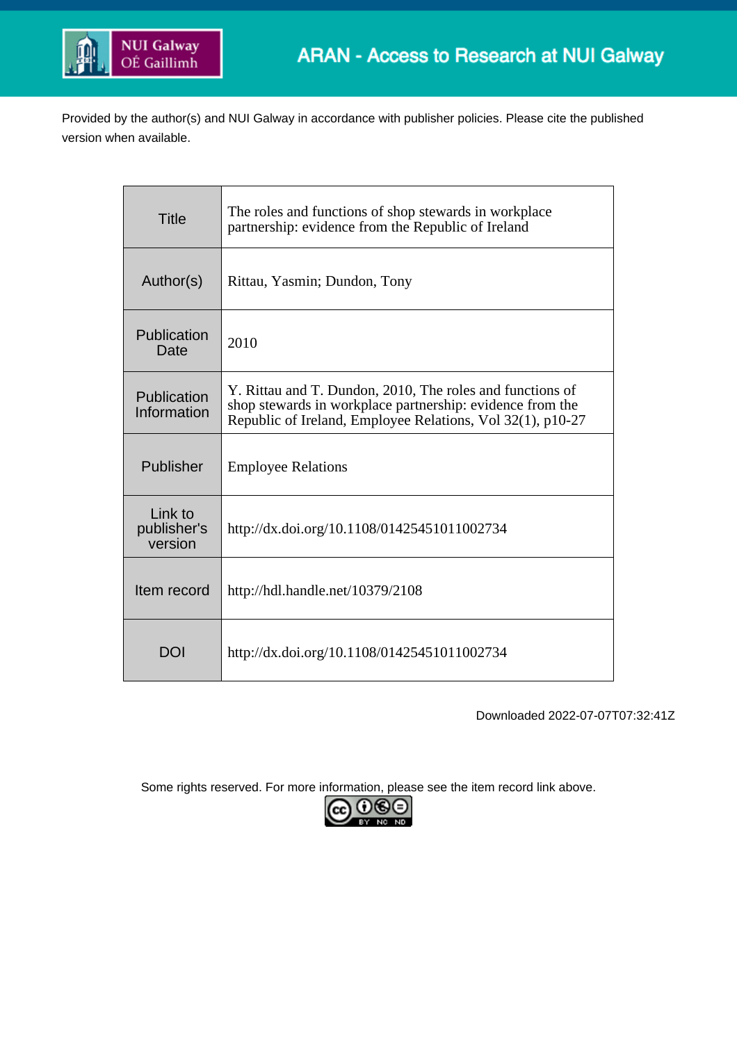ARAN - Access to Research at NUI Galway

Provided by the author(s) and NUI Galway in accordance with publisher policies. Please cite the published version when available.

| | |
|---|---|
| Title | The roles and functions of shop stewards in workplace partnership: evidence from the Republic of Ireland |
| Author(s) | Rittau, Yasmin; Dundon, Tony |
| Publication Date | 2010 |
| Publication Information | Y. Rittau and T. Dundon, 2010, The roles and functions of shop stewards in workplace partnership: evidence from the Republic of Ireland, Employee Relations, Vol 32(1), p10-27 |
| Publisher | Employee Relations |
| Link to publisher's version | http://dx.doi.org/10.1108/01425451011002734 |
| Item record | http://hdl.handle.net/10379/2108 |
| DOI | http://dx.doi.org/10.1108/01425451011002734 |

Downloaded 2022-07-07T07:32:41Z

Some rights reserved. For more information, please see the item record link above.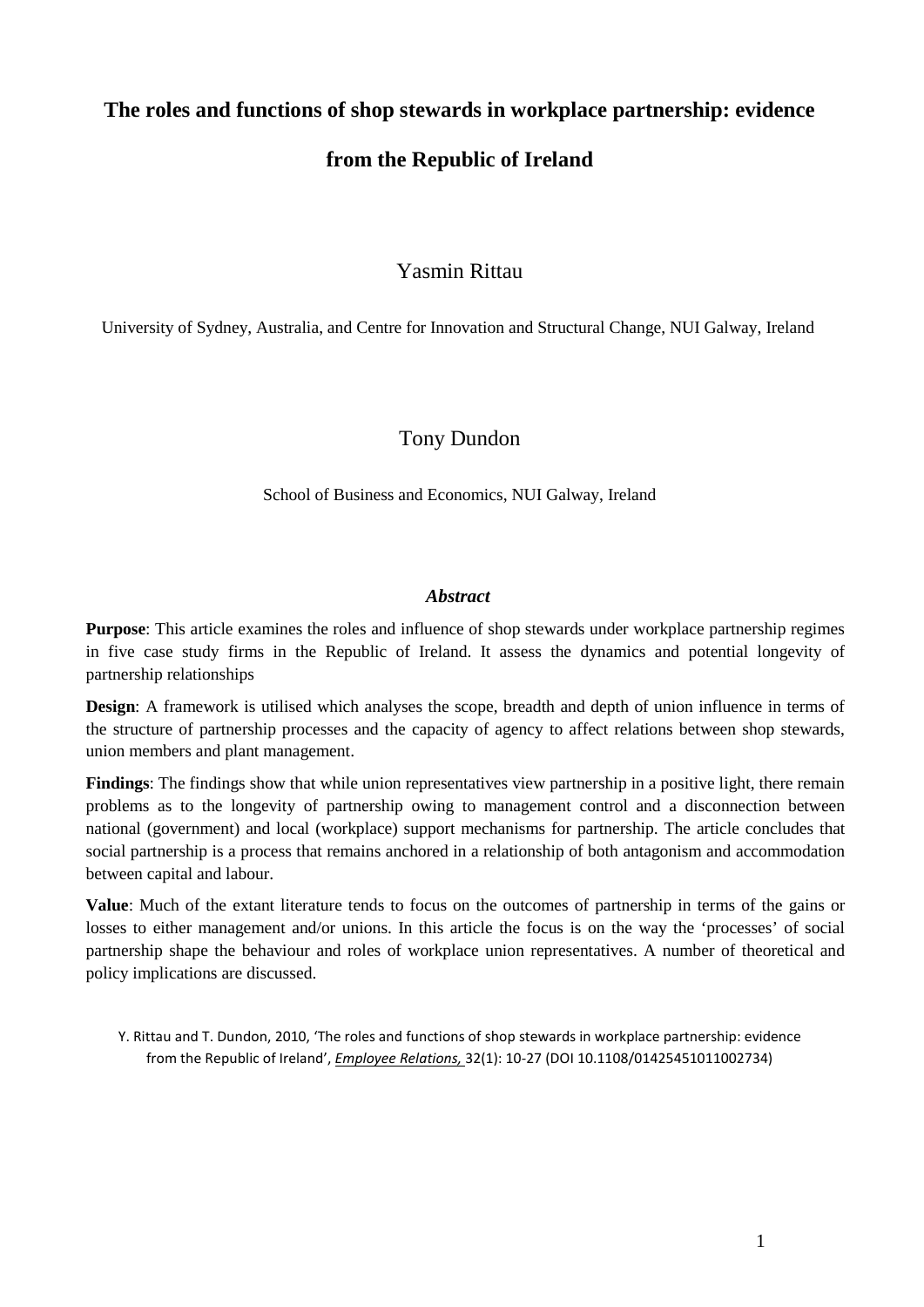# The roles and functions of shop stewards in workplace partnership: evidence from the Republic of Ireland

Yasmin Rittau

University of Sydney, Australia, and Centre for Innovation and Structural Change, NUI Galway, Ireland

Tony Dundon

School of Business and Economics, NUI Galway, Ireland

### *Abstract*

**Purpose**: This article examines the roles and influence of shop stewards under workplace partnership regimes in five case study firms in the Republic of Ireland. It assess the dynamics and potential longevity of partnership relationships

**Design**: A framework is utilised which analyses the scope, breadth and depth of union influence in terms of the structure of partnership processes and the capacity of agency to affect relations between shop stewards, union members and plant management.

**Findings**: The findings show that while union representatives view partnership in a positive light, there remain problems as to the longevity of partnership owing to management control and a disconnection between national (government) and local (workplace) support mechanisms for partnership. The article concludes that social partnership is a process that remains anchored in a relationship of both antagonism and accommodation between capital and labour.

**Value**: Much of the extant literature tends to focus on the outcomes of partnership in terms of the gains or losses to either management and/or unions. In this article the focus is on the way the 'processes' of social partnership shape the behaviour and roles of workplace union representatives. A number of theoretical and policy implications are discussed.

Y. Rittau and T. Dundon, 2010, 'The roles and functions of shop stewards in workplace partnership: evidence from the Republic of Ireland', *Employee Relations,* 32(1): 10-27 (DOI 10.1108/01425451011002734)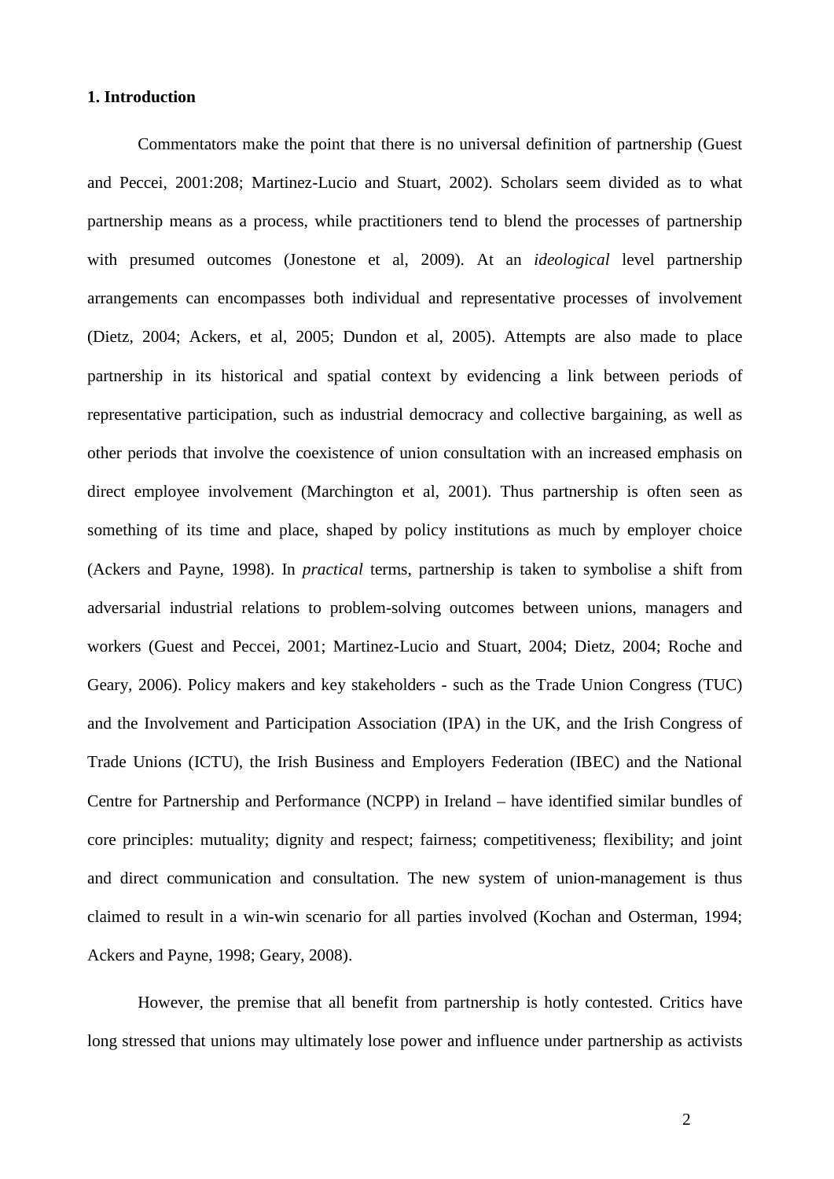**1. Introduction**

Commentators make the point that there is no universal definition of partnership (Guest and Peccei, 2001:208; Martinez-Lucio and Stuart, 2002). Scholars seem divided as to what partnership means as a process, while practitioners tend to blend the processes of partnership with presumed outcomes (Jonestone et al, 2009). At an *ideological* level partnership arrangements can encompasses both individual and representative processes of involvement (Dietz, 2004; Ackers, et al, 2005; Dundon et al, 2005). Attempts are also made to place partnership in its historical and spatial context by evidencing a link between periods of representative participation, such as industrial democracy and collective bargaining, as well as other periods that involve the coexistence of union consultation with an increased emphasis on direct employee involvement (Marchington et al, 2001). Thus partnership is often seen as something of its time and place, shaped by policy institutions as much by employer choice (Ackers and Payne, 1998). In *practical* terms, partnership is taken to symbolise a shift from adversarial industrial relations to problem-solving outcomes between unions, managers and workers (Guest and Peccei, 2001; Martinez-Lucio and Stuart, 2004; Dietz, 2004; Roche and Geary, 2006). Policy makers and key stakeholders - such as the Trade Union Congress (TUC) and the Involvement and Participation Association (IPA) in the UK, and the Irish Congress of Trade Unions (ICTU), the Irish Business and Employers Federation (IBEC) and the National Centre for Partnership and Performance (NCPP) in Ireland – have identified similar bundles of core principles: mutuality; dignity and respect; fairness; competitiveness; flexibility; and joint and direct communication and consultation. The new system of union-management is thus claimed to result in a win-win scenario for all parties involved (Kochan and Osterman, 1994; Ackers and Payne, 1998; Geary, 2008).

However, the premise that all benefit from partnership is hotly contested. Critics have long stressed that unions may ultimately lose power and influence under partnership as activists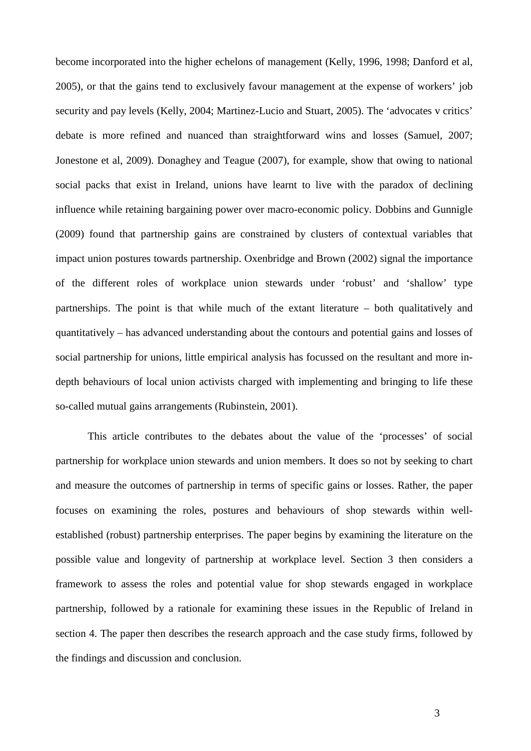become incorporated into the higher echelons of management (Kelly, 1996, 1998; Danford et al, 2005), or that the gains tend to exclusively favour management at the expense of workers' job security and pay levels (Kelly, 2004; Martinez-Lucio and Stuart, 2005). The 'advocates v critics' debate is more refined and nuanced than straightforward wins and losses (Samuel, 2007; Jonestone et al, 2009). Donaghey and Teague (2007), for example, show that owing to national social packs that exist in Ireland, unions have learnt to live with the paradox of declining influence while retaining bargaining power over macro-economic policy. Dobbins and Gunnigle (2009) found that partnership gains are constrained by clusters of contextual variables that impact union postures towards partnership. Oxenbridge and Brown (2002) signal the importance of the different roles of workplace union stewards under 'robust' and 'shallow' type partnerships. The point is that while much of the extant literature – both qualitatively and quantitatively – has advanced understanding about the contours and potential gains and losses of social partnership for unions, little empirical analysis has focussed on the resultant and more in-depth behaviours of local union activists charged with implementing and bringing to life these so-called mutual gains arrangements (Rubinstein, 2001).

This article contributes to the debates about the value of the 'processes' of social partnership for workplace union stewards and union members. It does so not by seeking to chart and measure the outcomes of partnership in terms of specific gains or losses. Rather, the paper focuses on examining the roles, postures and behaviours of shop stewards within well-established (robust) partnership enterprises. The paper begins by examining the literature on the possible value and longevity of partnership at workplace level. Section 3 then considers a framework to assess the roles and potential value for shop stewards engaged in workplace partnership, followed by a rationale for examining these issues in the Republic of Ireland in section 4. The paper then describes the research approach and the case study firms, followed by the findings and discussion and conclusion.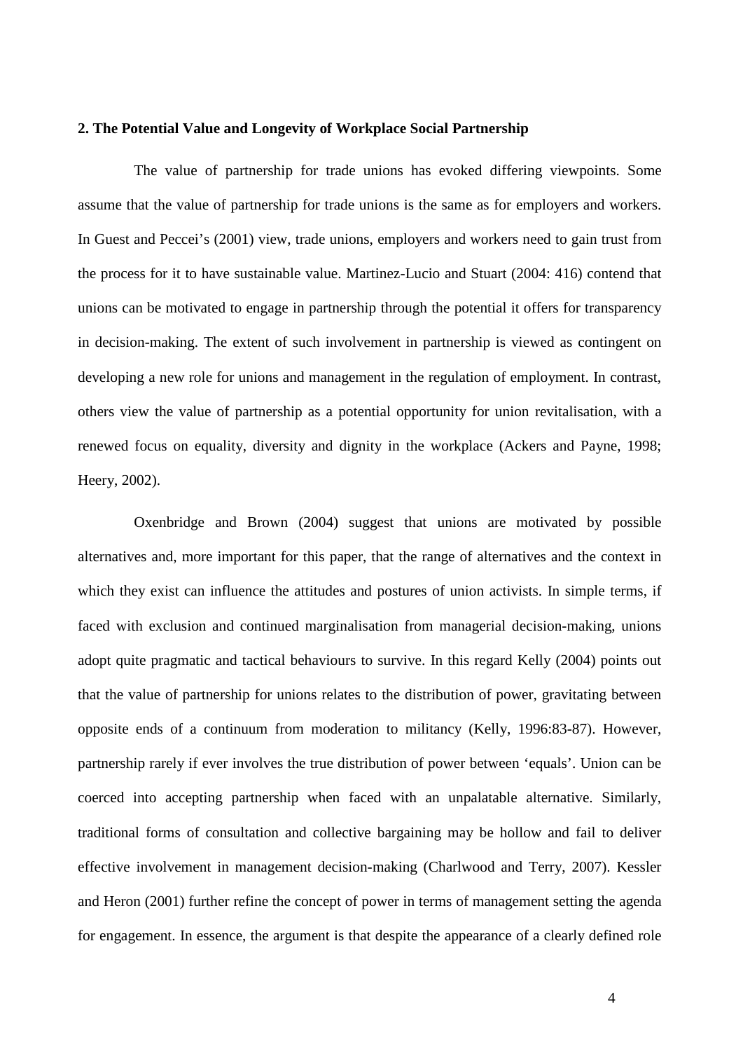## 2. The Potential Value and Longevity of Workplace Social Partnership

The value of partnership for trade unions has evoked differing viewpoints. Some assume that the value of partnership for trade unions is the same as for employers and workers. In Guest and Peccei's (2001) view, trade unions, employers and workers need to gain trust from the process for it to have sustainable value. Martinez-Lucio and Stuart (2004: 416) contend that unions can be motivated to engage in partnership through the potential it offers for transparency in decision-making. The extent of such involvement in partnership is viewed as contingent on developing a new role for unions and management in the regulation of employment. In contrast, others view the value of partnership as a potential opportunity for union revitalisation, with a renewed focus on equality, diversity and dignity in the workplace (Ackers and Payne, 1998; Heery, 2002).

Oxenbridge and Brown (2004) suggest that unions are motivated by possible alternatives and, more important for this paper, that the range of alternatives and the context in which they exist can influence the attitudes and postures of union activists. In simple terms, if faced with exclusion and continued marginalisation from managerial decision-making, unions adopt quite pragmatic and tactical behaviours to survive. In this regard Kelly (2004) points out that the value of partnership for unions relates to the distribution of power, gravitating between opposite ends of a continuum from moderation to militancy (Kelly, 1996:83-87). However, partnership rarely if ever involves the true distribution of power between 'equals'. Union can be coerced into accepting partnership when faced with an unpalatable alternative. Similarly, traditional forms of consultation and collective bargaining may be hollow and fail to deliver effective involvement in management decision-making (Charlwood and Terry, 2007). Kessler and Heron (2001) further refine the concept of power in terms of management setting the agenda for engagement. In essence, the argument is that despite the appearance of a clearly defined role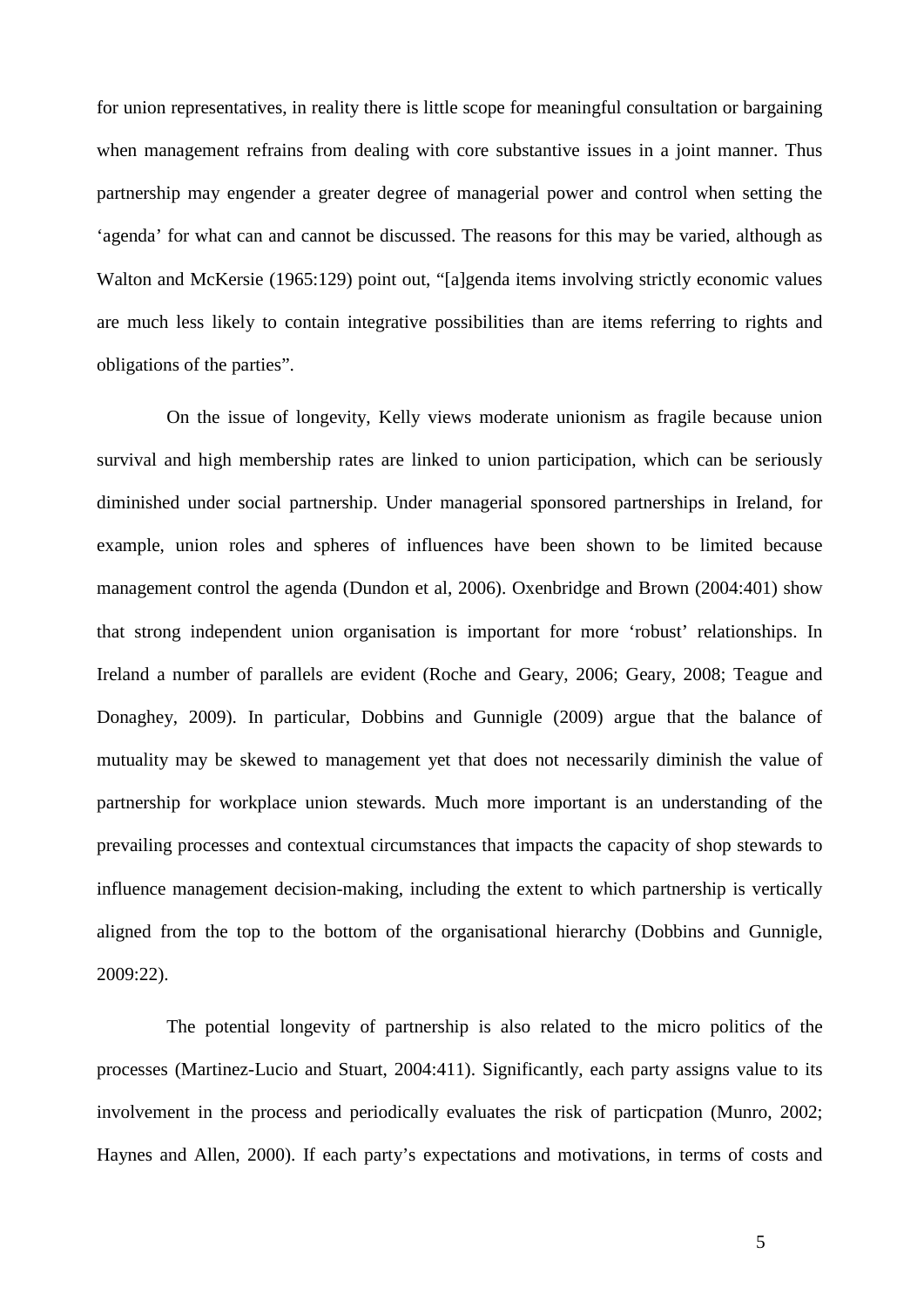for union representatives, in reality there is little scope for meaningful consultation or bargaining when management refrains from dealing with core substantive issues in a joint manner. Thus partnership may engender a greater degree of managerial power and control when setting the 'agenda' for what can and cannot be discussed. The reasons for this may be varied, although as Walton and McKersie (1965:129) point out, "[a]genda items involving strictly economic values are much less likely to contain integrative possibilities than are items referring to rights and obligations of the parties".

On the issue of longevity, Kelly views moderate unionism as fragile because union survival and high membership rates are linked to union participation, which can be seriously diminished under social partnership. Under managerial sponsored partnerships in Ireland, for example, union roles and spheres of influences have been shown to be limited because management control the agenda (Dundon et al, 2006). Oxenbridge and Brown (2004:401) show that strong independent union organisation is important for more 'robust' relationships. In Ireland a number of parallels are evident (Roche and Geary, 2006; Geary, 2008; Teague and Donaghey, 2009). In particular, Dobbins and Gunnigle (2009) argue that the balance of mutuality may be skewed to management yet that does not necessarily diminish the value of partnership for workplace union stewards. Much more important is an understanding of the prevailing processes and contextual circumstances that impacts the capacity of shop stewards to influence management decision-making, including the extent to which partnership is vertically aligned from the top to the bottom of the organisational hierarchy (Dobbins and Gunnigle, 2009:22).

The potential longevity of partnership is also related to the micro politics of the processes (Martinez-Lucio and Stuart, 2004:411). Significantly, each party assigns value to its involvement in the process and periodically evaluates the risk of particpation (Munro, 2002; Haynes and Allen, 2000). If each party's expectations and motivations, in terms of costs and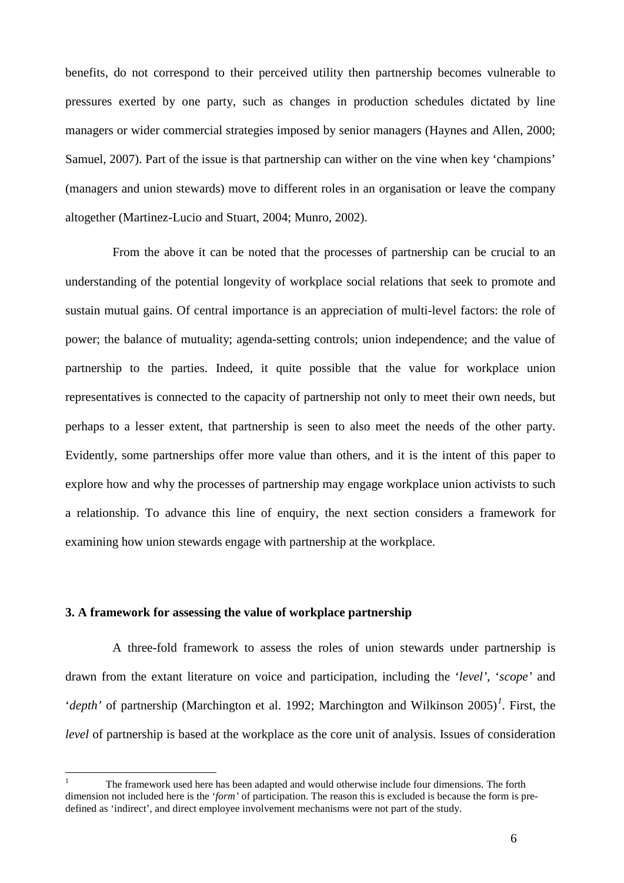benefits, do not correspond to their perceived utility then partnership becomes vulnerable to pressures exerted by one party, such as changes in production schedules dictated by line managers or wider commercial strategies imposed by senior managers (Haynes and Allen, 2000; Samuel, 2007). Part of the issue is that partnership can wither on the vine when key 'champions' (managers and union stewards) move to different roles in an organisation or leave the company altogether (Martinez-Lucio and Stuart, 2004; Munro, 2002).

From the above it can be noted that the processes of partnership can be crucial to an understanding of the potential longevity of workplace social relations that seek to promote and sustain mutual gains. Of central importance is an appreciation of multi-level factors: the role of power; the balance of mutuality; agenda-setting controls; union independence; and the value of partnership to the parties. Indeed, it quite possible that the value for workplace union representatives is connected to the capacity of partnership not only to meet their own needs, but perhaps to a lesser extent, that partnership is seen to also meet the needs of the other party. Evidently, some partnerships offer more value than others, and it is the intent of this paper to explore how and why the processes of partnership may engage workplace union activists to such a relationship. To advance this line of enquiry, the next section considers a framework for examining how union stewards engage with partnership at the workplace.

### 3. A framework for assessing the value of workplace partnership

A three-fold framework to assess the roles of union stewards under partnership is drawn from the extant literature on voice and participation, including the '*level*', '*scope*' and '*depth*' of partnership (Marchington et al. 1992; Marchington and Wilkinson 2005)[1]. First, the *level* of partnership is based at the workplace as the core unit of analysis. Issues of consideration

[1] The framework used here has been adapted and would otherwise include four dimensions. The forth dimension not included here is the '*form*' of participation. The reason this is excluded is because the form is pre-defined as 'indirect', and direct employee involvement mechanisms were not part of the study.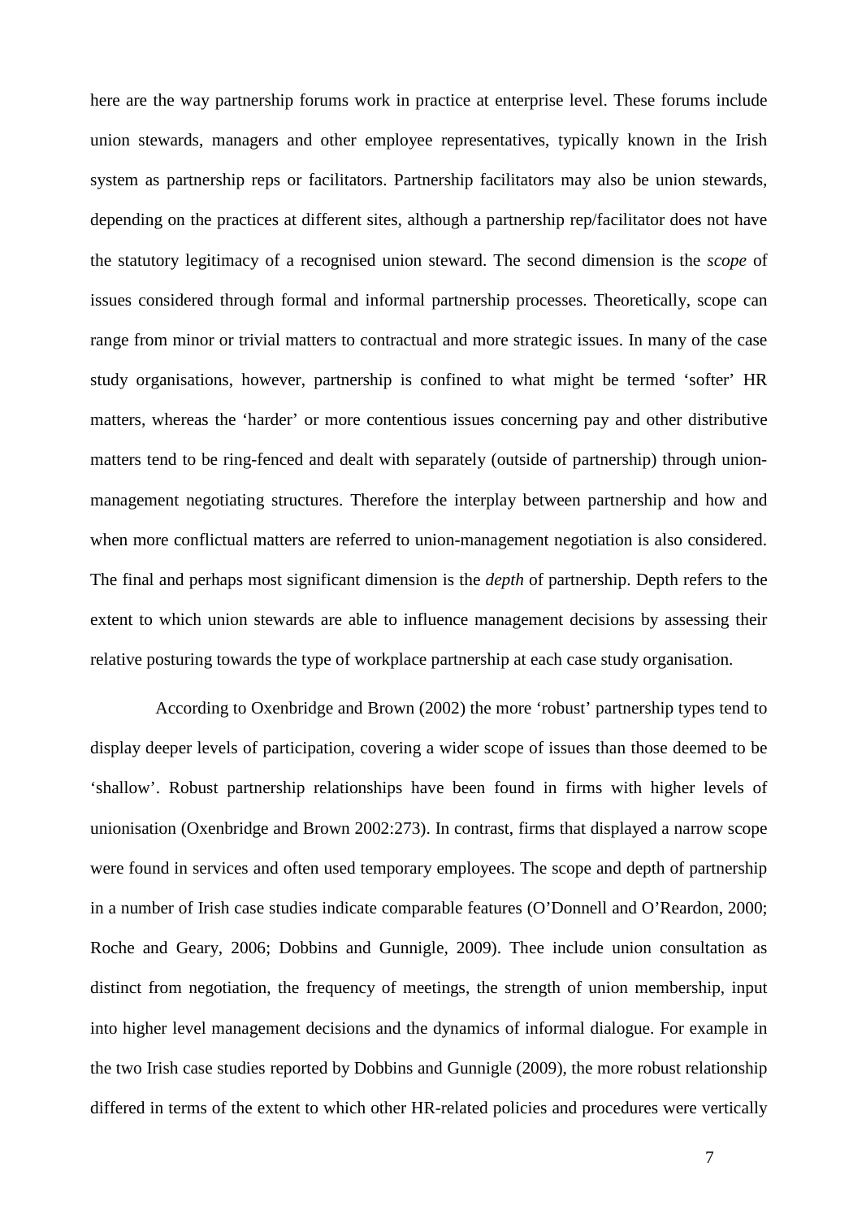here are the way partnership forums work in practice at enterprise level. These forums include union stewards, managers and other employee representatives, typically known in the Irish system as partnership reps or facilitators. Partnership facilitators may also be union stewards, depending on the practices at different sites, although a partnership rep/facilitator does not have the statutory legitimacy of a recognised union steward. The second dimension is the *scope* of issues considered through formal and informal partnership processes. Theoretically, scope can range from minor or trivial matters to contractual and more strategic issues. In many of the case study organisations, however, partnership is confined to what might be termed 'softer' HR matters, whereas the 'harder' or more contentious issues concerning pay and other distributive matters tend to be ring-fenced and dealt with separately (outside of partnership) through union-management negotiating structures. Therefore the interplay between partnership and how and when more conflictual matters are referred to union-management negotiation is also considered. The final and perhaps most significant dimension is the *depth* of partnership. Depth refers to the extent to which union stewards are able to influence management decisions by assessing their relative posturing towards the type of workplace partnership at each case study organisation.

According to Oxenbridge and Brown (2002) the more 'robust' partnership types tend to display deeper levels of participation, covering a wider scope of issues than those deemed to be 'shallow'. Robust partnership relationships have been found in firms with higher levels of unionisation (Oxenbridge and Brown 2002:273). In contrast, firms that displayed a narrow scope were found in services and often used temporary employees. The scope and depth of partnership in a number of Irish case studies indicate comparable features (O'Donnell and O'Reardon, 2000; Roche and Geary, 2006; Dobbins and Gunnigle, 2009). Thee include union consultation as distinct from negotiation, the frequency of meetings, the strength of union membership, input into higher level management decisions and the dynamics of informal dialogue. For example in the two Irish case studies reported by Dobbins and Gunnigle (2009), the more robust relationship differed in terms of the extent to which other HR-related policies and procedures were vertically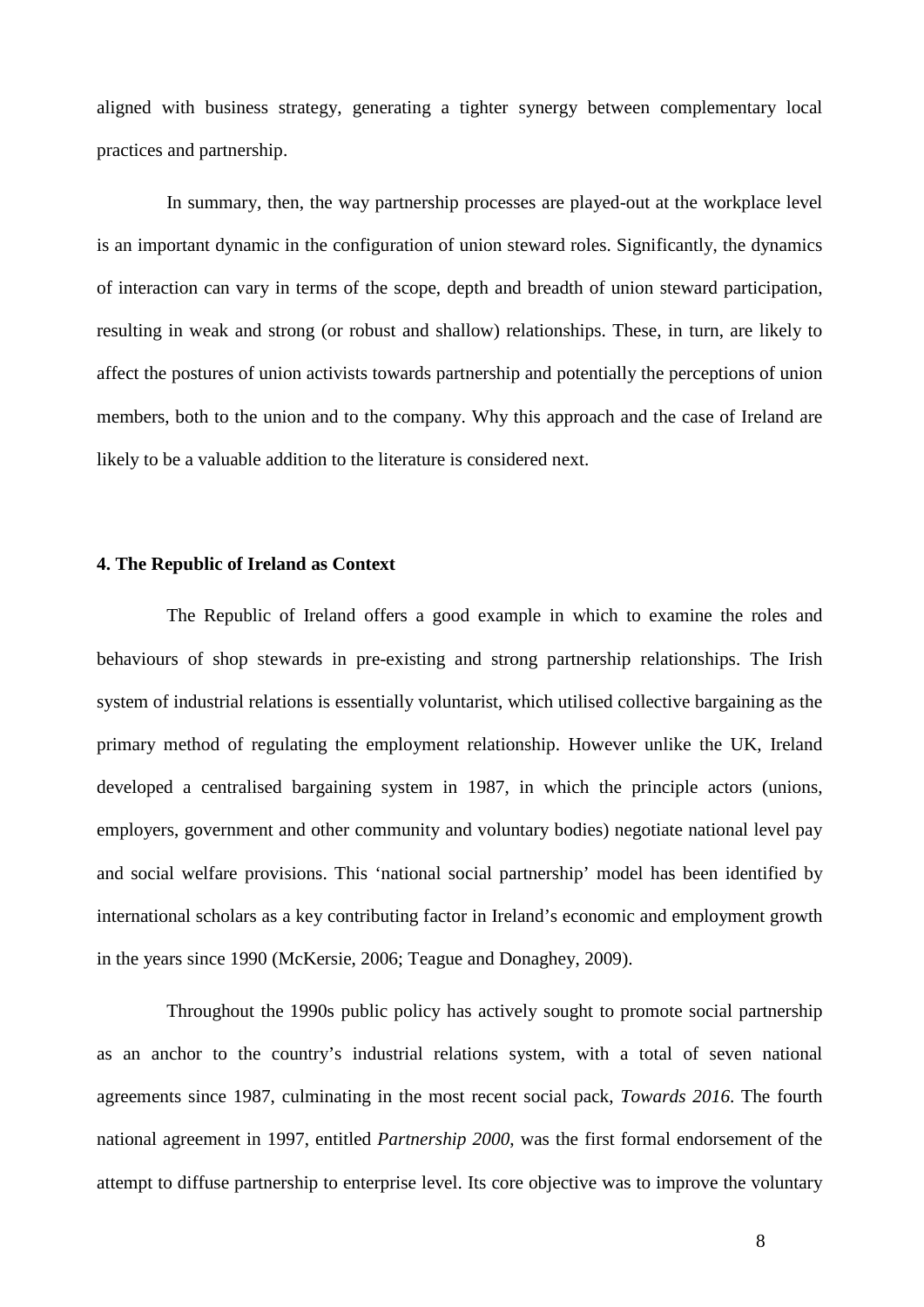aligned with business strategy, generating a tighter synergy between complementary local practices and partnership.

In summary, then, the way partnership processes are played-out at the workplace level is an important dynamic in the configuration of union steward roles. Significantly, the dynamics of interaction can vary in terms of the scope, depth and breadth of union steward participation, resulting in weak and strong (or robust and shallow) relationships. These, in turn, are likely to affect the postures of union activists towards partnership and potentially the perceptions of union members, both to the union and to the company. Why this approach and the case of Ireland are likely to be a valuable addition to the literature is considered next.

## 4. The Republic of Ireland as Context

The Republic of Ireland offers a good example in which to examine the roles and behaviours of shop stewards in pre-existing and strong partnership relationships. The Irish system of industrial relations is essentially voluntarist, which utilised collective bargaining as the primary method of regulating the employment relationship. However unlike the UK, Ireland developed a centralised bargaining system in 1987, in which the principle actors (unions, employers, government and other community and voluntary bodies) negotiate national level pay and social welfare provisions. This 'national social partnership' model has been identified by international scholars as a key contributing factor in Ireland's economic and employment growth in the years since 1990 (McKersie, 2006; Teague and Donaghey, 2009).

Throughout the 1990s public policy has actively sought to promote social partnership as an anchor to the country's industrial relations system, with a total of seven national agreements since 1987, culminating in the most recent social pack, *Towards 2016*. The fourth national agreement in 1997, entitled *Partnership 2000*, was the first formal endorsement of the attempt to diffuse partnership to enterprise level. Its core objective was to improve the voluntary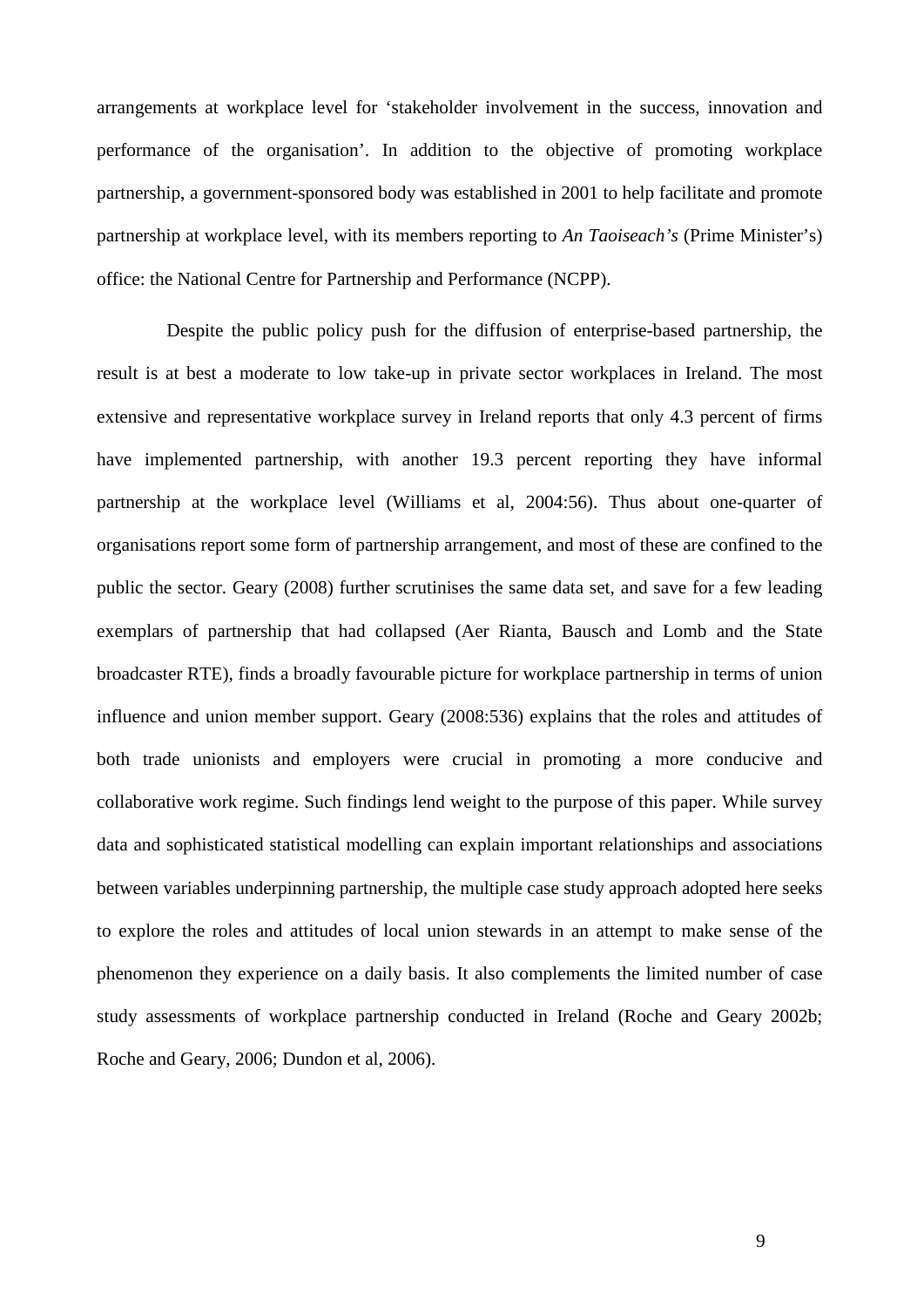arrangements at workplace level for 'stakeholder involvement in the success, innovation and performance of the organisation'. In addition to the objective of promoting workplace partnership, a government-sponsored body was established in 2001 to help facilitate and promote partnership at workplace level, with its members reporting to *An Taoiseach's* (Prime Minister's) office: the National Centre for Partnership and Performance (NCPP).

Despite the public policy push for the diffusion of enterprise-based partnership, the result is at best a moderate to low take-up in private sector workplaces in Ireland. The most extensive and representative workplace survey in Ireland reports that only 4.3 percent of firms have implemented partnership, with another 19.3 percent reporting they have informal partnership at the workplace level (Williams et al, 2004:56). Thus about one-quarter of organisations report some form of partnership arrangement, and most of these are confined to the public the sector. Geary (2008) further scrutinises the same data set, and save for a few leading exemplars of partnership that had collapsed (Aer Rianta, Bausch and Lomb and the State broadcaster RTE), finds a broadly favourable picture for workplace partnership in terms of union influence and union member support. Geary (2008:536) explains that the roles and attitudes of both trade unionists and employers were crucial in promoting a more conducive and collaborative work regime. Such findings lend weight to the purpose of this paper. While survey data and sophisticated statistical modelling can explain important relationships and associations between variables underpinning partnership, the multiple case study approach adopted here seeks to explore the roles and attitudes of local union stewards in an attempt to make sense of the phenomenon they experience on a daily basis. It also complements the limited number of case study assessments of workplace partnership conducted in Ireland (Roche and Geary 2002b; Roche and Geary, 2006; Dundon et al, 2006).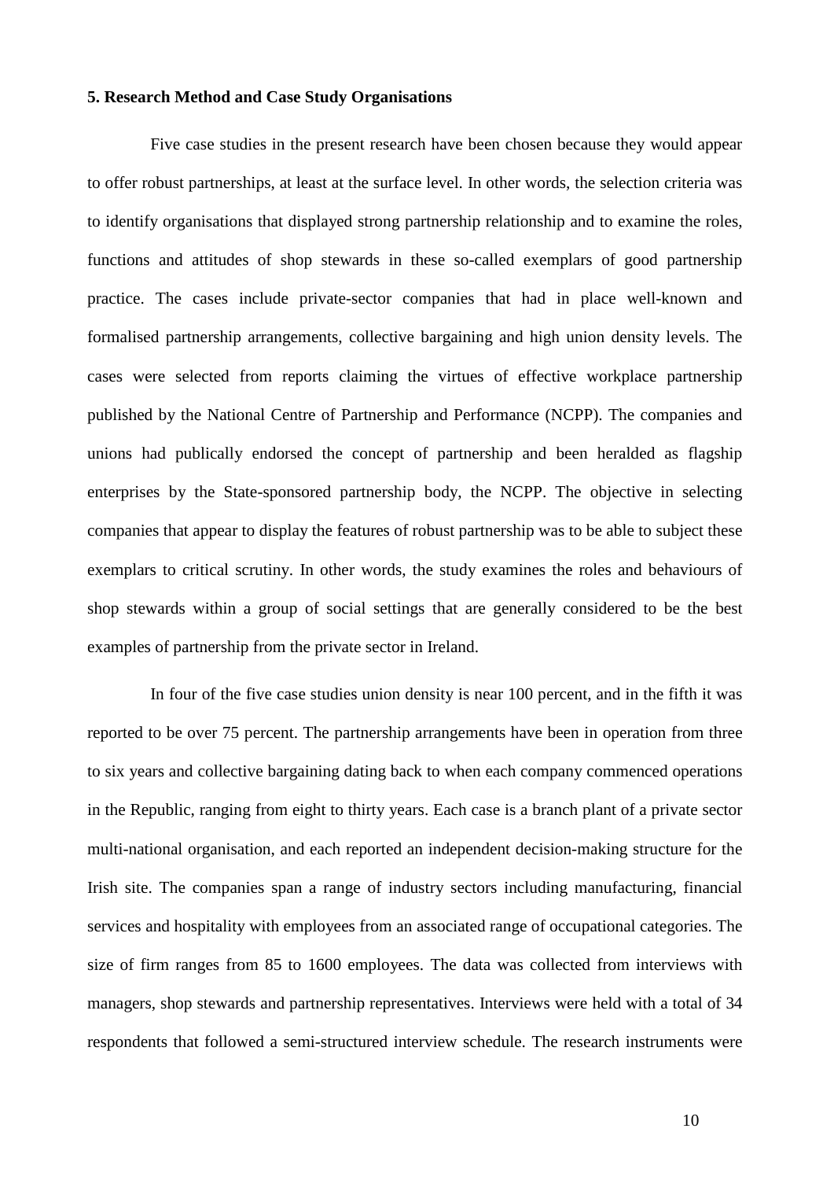**5. Research Method and Case Study Organisations**

Five case studies in the present research have been chosen because they would appear to offer robust partnerships, at least at the surface level. In other words, the selection criteria was to identify organisations that displayed strong partnership relationship and to examine the roles, functions and attitudes of shop stewards in these so-called exemplars of good partnership practice. The cases include private-sector companies that had in place well-known and formalised partnership arrangements, collective bargaining and high union density levels. The cases were selected from reports claiming the virtues of effective workplace partnership published by the National Centre of Partnership and Performance (NCPP). The companies and unions had publically endorsed the concept of partnership and been heralded as flagship enterprises by the State-sponsored partnership body, the NCPP. The objective in selecting companies that appear to display the features of robust partnership was to be able to subject these exemplars to critical scrutiny. In other words, the study examines the roles and behaviours of shop stewards within a group of social settings that are generally considered to be the best examples of partnership from the private sector in Ireland.

In four of the five case studies union density is near 100 percent, and in the fifth it was reported to be over 75 percent. The partnership arrangements have been in operation from three to six years and collective bargaining dating back to when each company commenced operations in the Republic, ranging from eight to thirty years. Each case is a branch plant of a private sector multi-national organisation, and each reported an independent decision-making structure for the Irish site. The companies span a range of industry sectors including manufacturing, financial services and hospitality with employees from an associated range of occupational categories. The size of firm ranges from 85 to 1600 employees. The data was collected from interviews with managers, shop stewards and partnership representatives. Interviews were held with a total of 34 respondents that followed a semi-structured interview schedule. The research instruments were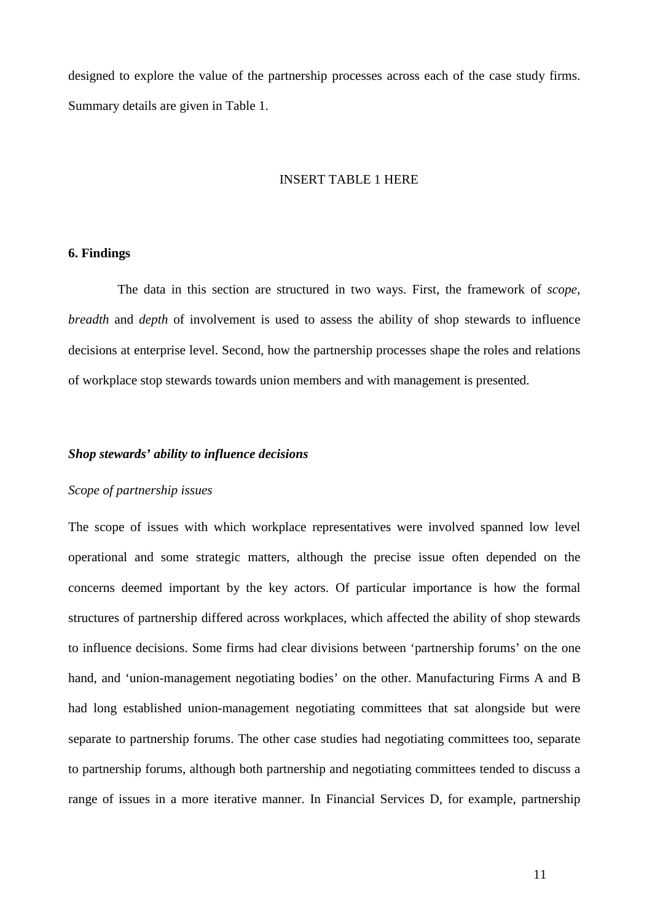designed to explore the value of the partnership processes across each of the case study firms. Summary details are given in Table 1.

INSERT TABLE 1 HERE

**6. Findings**

The data in this section are structured in two ways. First, the framework of *scope*, *breadth* and *depth* of involvement is used to assess the ability of shop stewards to influence decisions at enterprise level. Second, how the partnership processes shape the roles and relations of workplace stop stewards towards union members and with management is presented.

***Shop stewards' ability to influence decisions***

*Scope of partnership issues*

The scope of issues with which workplace representatives were involved spanned low level operational and some strategic matters, although the precise issue often depended on the concerns deemed important by the key actors. Of particular importance is how the formal structures of partnership differed across workplaces, which affected the ability of shop stewards to influence decisions. Some firms had clear divisions between 'partnership forums' on the one hand, and 'union-management negotiating bodies' on the other. Manufacturing Firms A and B had long established union-management negotiating committees that sat alongside but were separate to partnership forums. The other case studies had negotiating committees too, separate to partnership forums, although both partnership and negotiating committees tended to discuss a range of issues in a more iterative manner. In Financial Services D, for example, partnership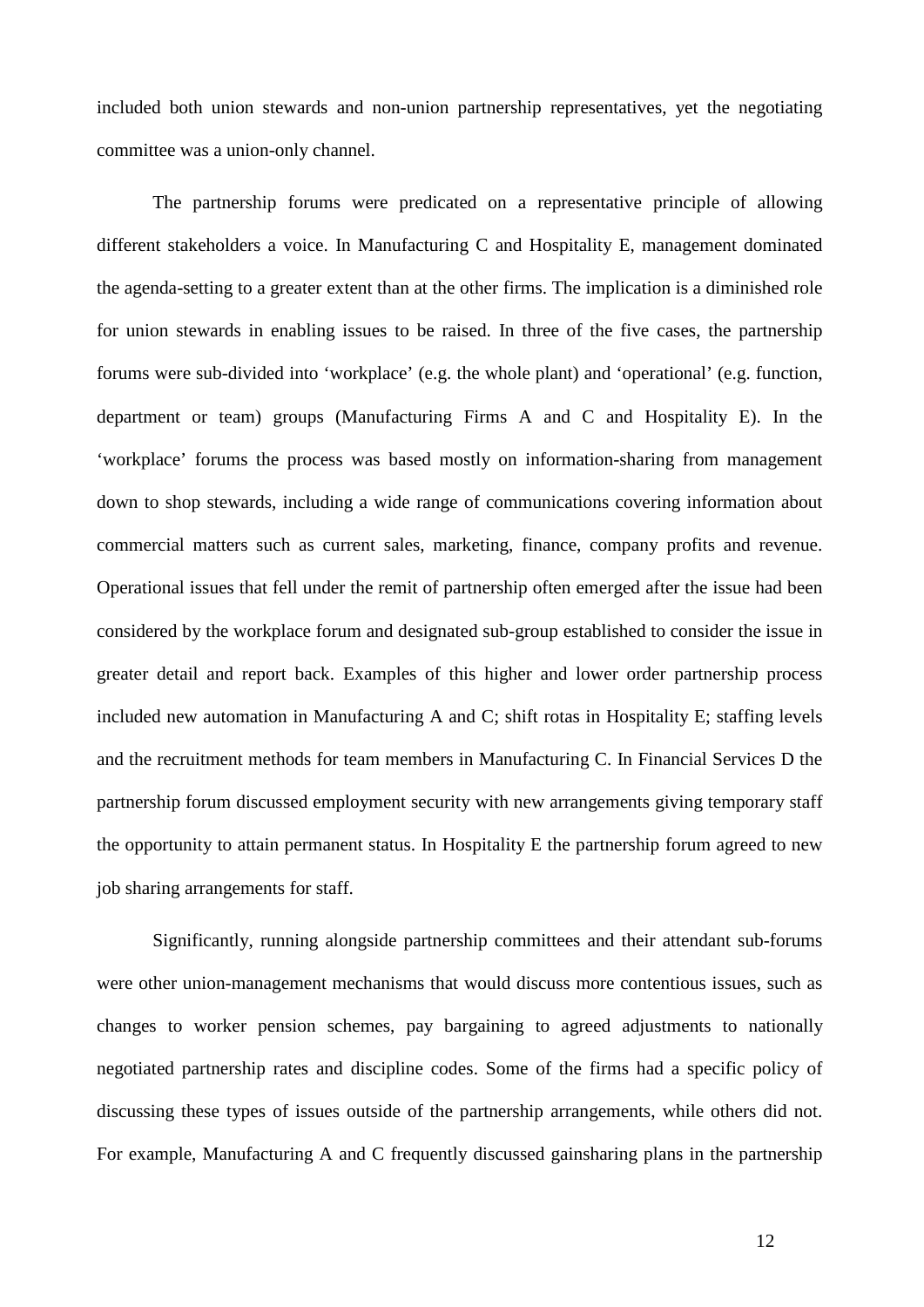included both union stewards and non-union partnership representatives, yet the negotiating committee was a union-only channel.

The partnership forums were predicated on a representative principle of allowing different stakeholders a voice. In Manufacturing C and Hospitality E, management dominated the agenda-setting to a greater extent than at the other firms. The implication is a diminished role for union stewards in enabling issues to be raised. In three of the five cases, the partnership forums were sub-divided into 'workplace' (e.g. the whole plant) and 'operational' (e.g. function, department or team) groups (Manufacturing Firms A and C and Hospitality E). In the 'workplace' forums the process was based mostly on information-sharing from management down to shop stewards, including a wide range of communications covering information about commercial matters such as current sales, marketing, finance, company profits and revenue. Operational issues that fell under the remit of partnership often emerged after the issue had been considered by the workplace forum and designated sub-group established to consider the issue in greater detail and report back. Examples of this higher and lower order partnership process included new automation in Manufacturing A and C; shift rotas in Hospitality E; staffing levels and the recruitment methods for team members in Manufacturing C. In Financial Services D the partnership forum discussed employment security with new arrangements giving temporary staff the opportunity to attain permanent status. In Hospitality E the partnership forum agreed to new job sharing arrangements for staff.

Significantly, running alongside partnership committees and their attendant sub-forums were other union-management mechanisms that would discuss more contentious issues, such as changes to worker pension schemes, pay bargaining to agreed adjustments to nationally negotiated partnership rates and discipline codes. Some of the firms had a specific policy of discussing these types of issues outside of the partnership arrangements, while others did not. For example, Manufacturing A and C frequently discussed gainsharing plans in the partnership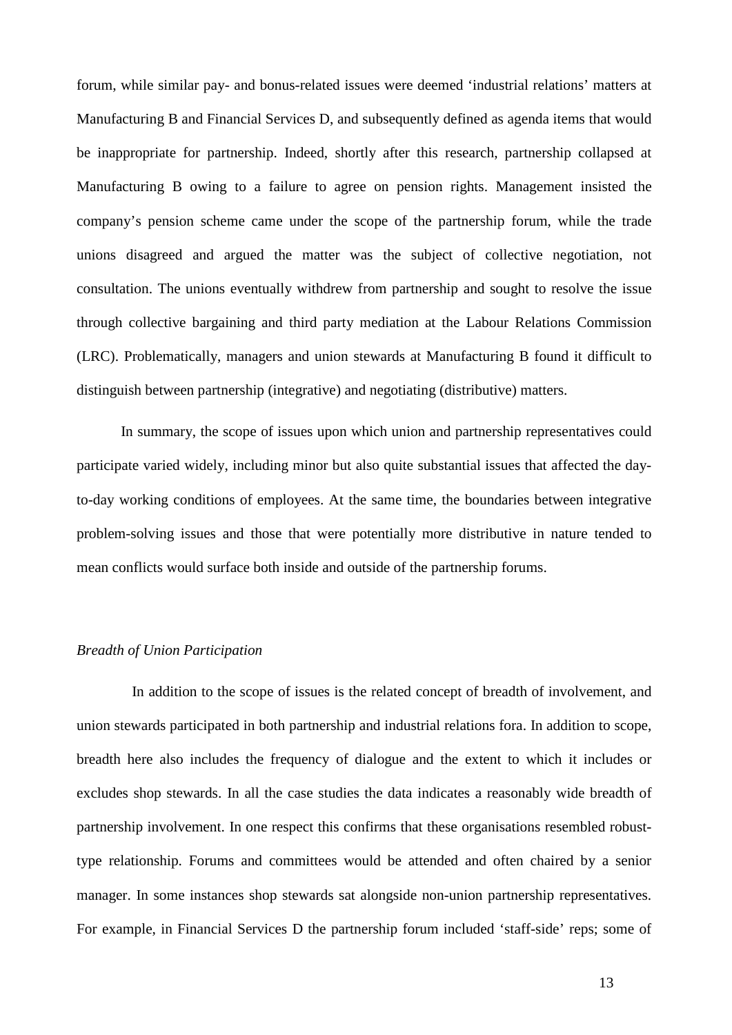forum, while similar pay- and bonus-related issues were deemed 'industrial relations' matters at Manufacturing B and Financial Services D, and subsequently defined as agenda items that would be inappropriate for partnership. Indeed, shortly after this research, partnership collapsed at Manufacturing B owing to a failure to agree on pension rights. Management insisted the company's pension scheme came under the scope of the partnership forum, while the trade unions disagreed and argued the matter was the subject of collective negotiation, not consultation. The unions eventually withdrew from partnership and sought to resolve the issue through collective bargaining and third party mediation at the Labour Relations Commission (LRC). Problematically, managers and union stewards at Manufacturing B found it difficult to distinguish between partnership (integrative) and negotiating (distributive) matters.

In summary, the scope of issues upon which union and partnership representatives could participate varied widely, including minor but also quite substantial issues that affected the day-to-day working conditions of employees. At the same time, the boundaries between integrative problem-solving issues and those that were potentially more distributive in nature tended to mean conflicts would surface both inside and outside of the partnership forums.

*Breadth of Union Participation*

In addition to the scope of issues is the related concept of breadth of involvement, and union stewards participated in both partnership and industrial relations fora. In addition to scope, breadth here also includes the frequency of dialogue and the extent to which it includes or excludes shop stewards. In all the case studies the data indicates a reasonably wide breadth of partnership involvement. In one respect this confirms that these organisations resembled robust-type relationship. Forums and committees would be attended and often chaired by a senior manager. In some instances shop stewards sat alongside non-union partnership representatives. For example, in Financial Services D the partnership forum included 'staff-side' reps; some of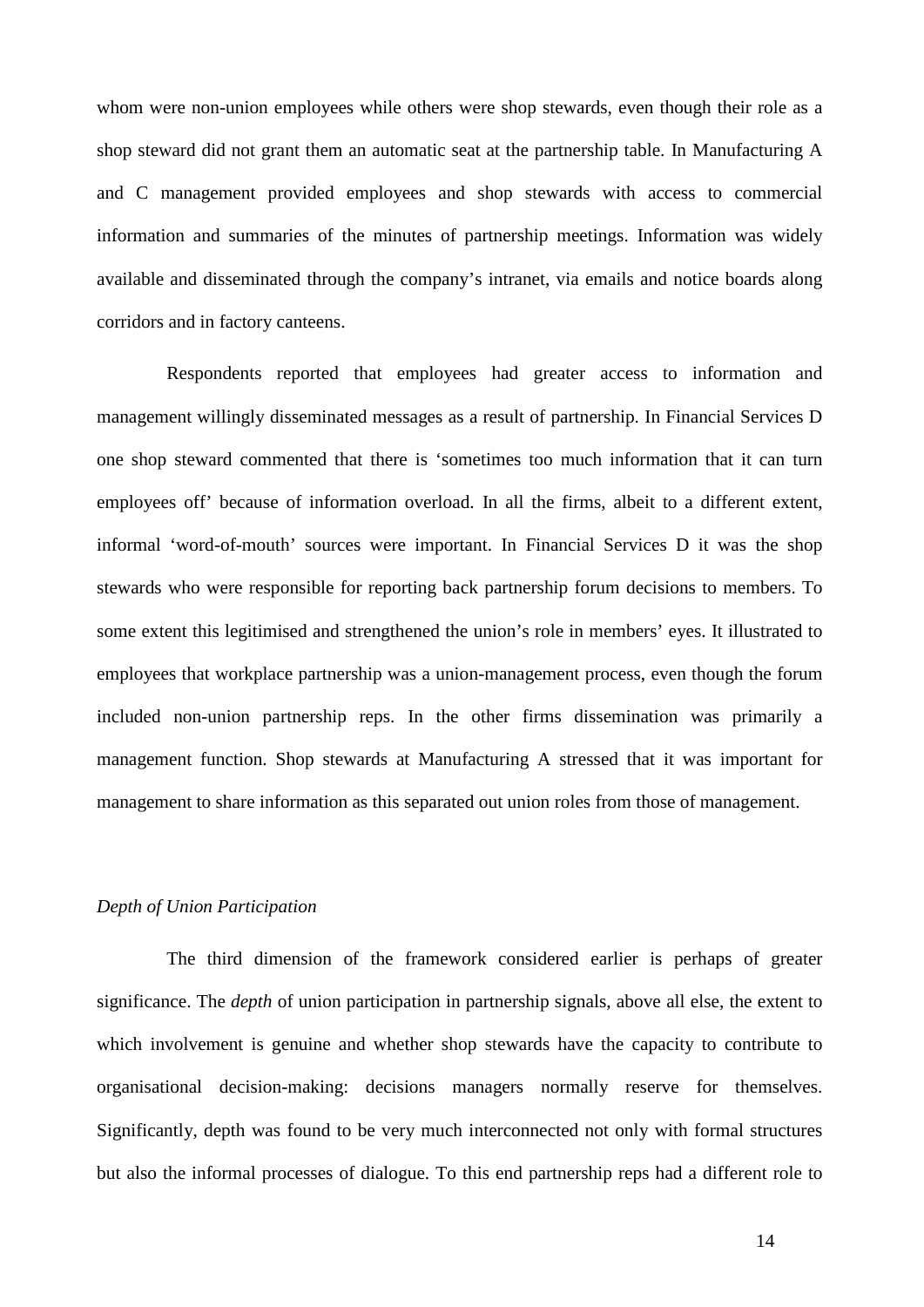whom were non-union employees while others were shop stewards, even though their role as a shop steward did not grant them an automatic seat at the partnership table. In Manufacturing A and C management provided employees and shop stewards with access to commercial information and summaries of the minutes of partnership meetings. Information was widely available and disseminated through the company's intranet, via emails and notice boards along corridors and in factory canteens.

Respondents reported that employees had greater access to information and management willingly disseminated messages as a result of partnership. In Financial Services D one shop steward commented that there is 'sometimes too much information that it can turn employees off' because of information overload. In all the firms, albeit to a different extent, informal 'word-of-mouth' sources were important. In Financial Services D it was the shop stewards who were responsible for reporting back partnership forum decisions to members. To some extent this legitimised and strengthened the union's role in members' eyes. It illustrated to employees that workplace partnership was a union-management process, even though the forum included non-union partnership reps. In the other firms dissemination was primarily a management function. Shop stewards at Manufacturing A stressed that it was important for management to share information as this separated out union roles from those of management.

### *Depth of Union Participation*

The third dimension of the framework considered earlier is perhaps of greater significance. The *depth* of union participation in partnership signals, above all else, the extent to which involvement is genuine and whether shop stewards have the capacity to contribute to organisational decision-making: decisions managers normally reserve for themselves. Significantly, depth was found to be very much interconnected not only with formal structures but also the informal processes of dialogue. To this end partnership reps had a different role to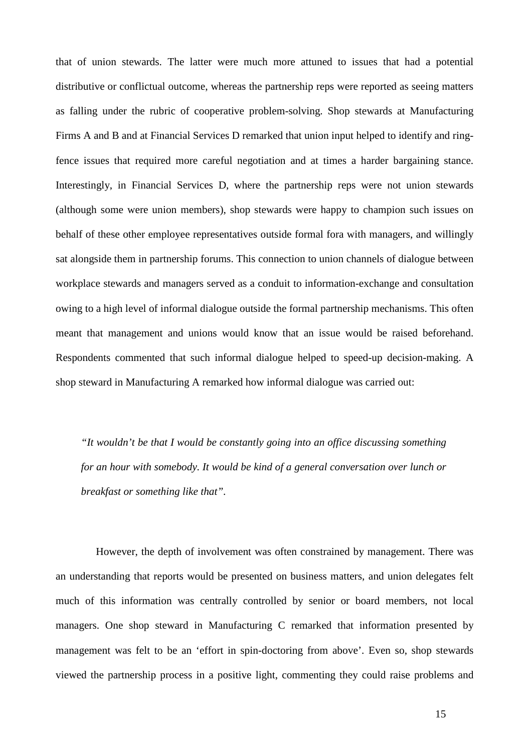that of union stewards. The latter were much more attuned to issues that had a potential distributive or conflictual outcome, whereas the partnership reps were reported as seeing matters as falling under the rubric of cooperative problem-solving. Shop stewards at Manufacturing Firms A and B and at Financial Services D remarked that union input helped to identify and ring-fence issues that required more careful negotiation and at times a harder bargaining stance. Interestingly, in Financial Services D, where the partnership reps were not union stewards (although some were union members), shop stewards were happy to champion such issues on behalf of these other employee representatives outside formal fora with managers, and willingly sat alongside them in partnership forums. This connection to union channels of dialogue between workplace stewards and managers served as a conduit to information-exchange and consultation owing to a high level of informal dialogue outside the formal partnership mechanisms. This often meant that management and unions would know that an issue would be raised beforehand. Respondents commented that such informal dialogue helped to speed-up decision-making. A shop steward in Manufacturing A remarked how informal dialogue was carried out:

> *"It wouldn't be that I would be constantly going into an office discussing something for an hour with somebody. It would be kind of a general conversation over lunch or breakfast or something like that".*

However, the depth of involvement was often constrained by management. There was an understanding that reports would be presented on business matters, and union delegates felt much of this information was centrally controlled by senior or board members, not local managers. One shop steward in Manufacturing C remarked that information presented by management was felt to be an 'effort in spin-doctoring from above'. Even so, shop stewards viewed the partnership process in a positive light, commenting they could raise problems and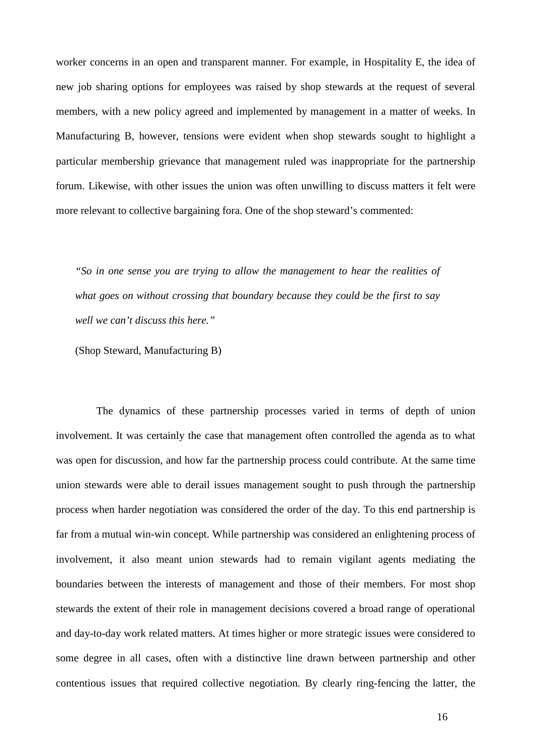worker concerns in an open and transparent manner. For example, in Hospitality E, the idea of new job sharing options for employees was raised by shop stewards at the request of several members, with a new policy agreed and implemented by management in a matter of weeks. In Manufacturing B, however, tensions were evident when shop stewards sought to highlight a particular membership grievance that management ruled was inappropriate for the partnership forum. Likewise, with other issues the union was often unwilling to discuss matters it felt were more relevant to collective bargaining fora. One of the shop steward's commented:

> *"So in one sense you are trying to allow the management to hear the realities of what goes on without crossing that boundary because they could be the first to say well we can't discuss this here."*
>
> (Shop Steward, Manufacturing B)

The dynamics of these partnership processes varied in terms of depth of union involvement. It was certainly the case that management often controlled the agenda as to what was open for discussion, and how far the partnership process could contribute. At the same time union stewards were able to derail issues management sought to push through the partnership process when harder negotiation was considered the order of the day. To this end partnership is far from a mutual win-win concept. While partnership was considered an enlightening process of involvement, it also meant union stewards had to remain vigilant agents mediating the boundaries between the interests of management and those of their members. For most shop stewards the extent of their role in management decisions covered a broad range of operational and day-to-day work related matters. At times higher or more strategic issues were considered to some degree in all cases, often with a distinctive line drawn between partnership and other contentious issues that required collective negotiation. By clearly ring-fencing the latter, the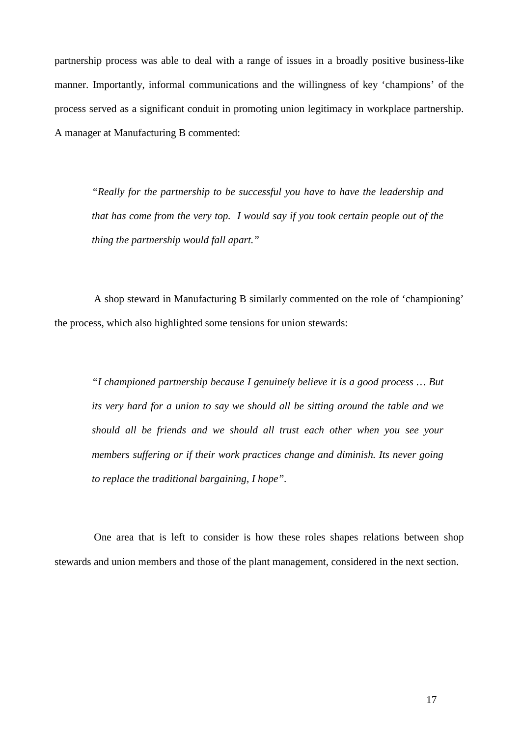partnership process was able to deal with a range of issues in a broadly positive business-like manner. Importantly, informal communications and the willingness of key 'champions' of the process served as a significant conduit in promoting union legitimacy in workplace partnership. A manager at Manufacturing B commented:

> *"Really for the partnership to be successful you have to have the leadership and that has come from the very top. I would say if you took certain people out of the thing the partnership would fall apart."*

A shop steward in Manufacturing B similarly commented on the role of 'championing' the process, which also highlighted some tensions for union stewards:

> *"I championed partnership because I genuinely believe it is a good process … But its very hard for a union to say we should all be sitting around the table and we should all be friends and we should all trust each other when you see your members suffering or if their work practices change and diminish. Its never going to replace the traditional bargaining, I hope".*

One area that is left to consider is how these roles shapes relations between shop stewards and union members and those of the plant management, considered in the next section.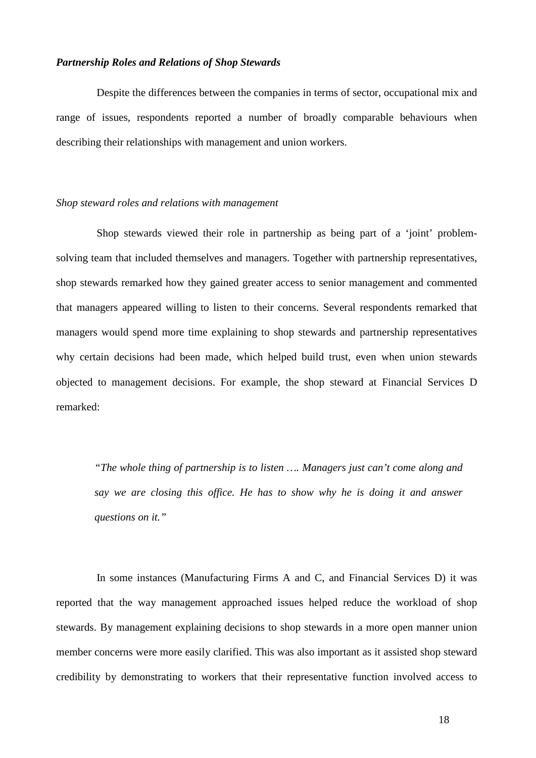### *Partnership Roles and Relations of Shop Stewards*

Despite the differences between the companies in terms of sector, occupational mix and range of issues, respondents reported a number of broadly comparable behaviours when describing their relationships with management and union workers.

#### *Shop steward roles and relations with management*

Shop stewards viewed their role in partnership as being part of a 'joint' problem-solving team that included themselves and managers. Together with partnership representatives, shop stewards remarked how they gained greater access to senior management and commented that managers appeared willing to listen to their concerns. Several respondents remarked that managers would spend more time explaining to shop stewards and partnership representatives why certain decisions had been made, which helped build trust, even when union stewards objected to management decisions. For example, the shop steward at Financial Services D remarked:

> *"The whole thing of partnership is to listen …. Managers just can't come along and say we are closing this office. He has to show why he is doing it and answer questions on it."*

In some instances (Manufacturing Firms A and C, and Financial Services D) it was reported that the way management approached issues helped reduce the workload of shop stewards. By management explaining decisions to shop stewards in a more open manner union member concerns were more easily clarified. This was also important as it assisted shop steward credibility by demonstrating to workers that their representative function involved access to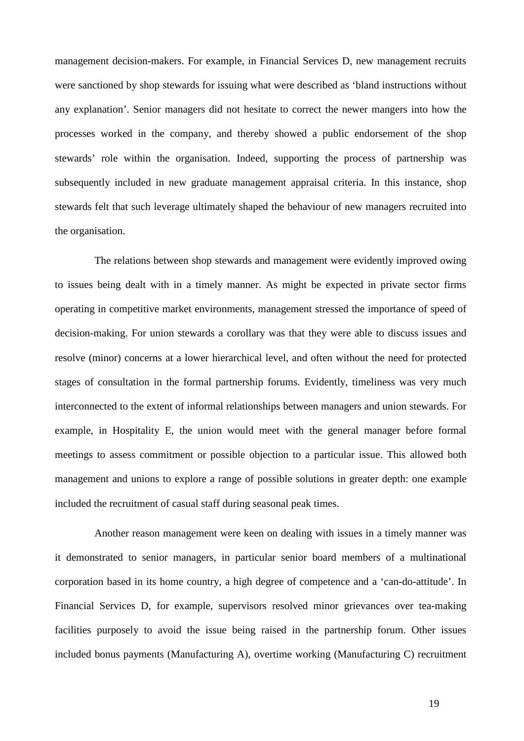management decision-makers. For example, in Financial Services D, new management recruits were sanctioned by shop stewards for issuing what were described as 'bland instructions without any explanation'. Senior managers did not hesitate to correct the newer mangers into how the processes worked in the company, and thereby showed a public endorsement of the shop stewards' role within the organisation. Indeed, supporting the process of partnership was subsequently included in new graduate management appraisal criteria. In this instance, shop stewards felt that such leverage ultimately shaped the behaviour of new managers recruited into the organisation.

The relations between shop stewards and management were evidently improved owing to issues being dealt with in a timely manner. As might be expected in private sector firms operating in competitive market environments, management stressed the importance of speed of decision-making. For union stewards a corollary was that they were able to discuss issues and resolve (minor) concerns at a lower hierarchical level, and often without the need for protected stages of consultation in the formal partnership forums. Evidently, timeliness was very much interconnected to the extent of informal relationships between managers and union stewards. For example, in Hospitality E, the union would meet with the general manager before formal meetings to assess commitment or possible objection to a particular issue. This allowed both management and unions to explore a range of possible solutions in greater depth: one example included the recruitment of casual staff during seasonal peak times.

Another reason management were keen on dealing with issues in a timely manner was it demonstrated to senior managers, in particular senior board members of a multinational corporation based in its home country, a high degree of competence and a 'can-do-attitude'. In Financial Services D, for example, supervisors resolved minor grievances over tea-making facilities purposely to avoid the issue being raised in the partnership forum. Other issues included bonus payments (Manufacturing A), overtime working (Manufacturing C) recruitment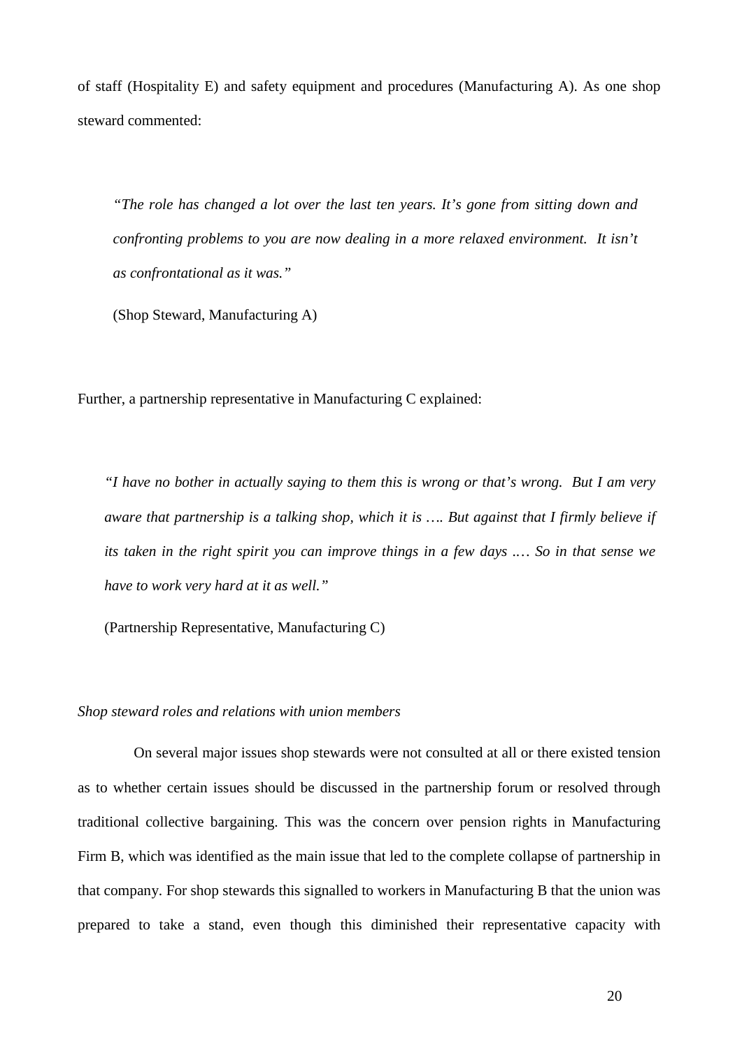of staff (Hospitality E) and safety equipment and procedures (Manufacturing A). As one shop steward commented:

> *"The role has changed a lot over the last ten years. It's gone from sitting down and confronting problems to you are now dealing in a more relaxed environment. It isn't as confrontational as it was."*
>
> (Shop Steward, Manufacturing A)

Further, a partnership representative in Manufacturing C explained:

> *"I have no bother in actually saying to them this is wrong or that's wrong. But I am very aware that partnership is a talking shop, which it is …. But against that I firmly believe if its taken in the right spirit you can improve things in a few days .… So in that sense we have to work very hard at it as well."*
>
> (Partnership Representative, Manufacturing C)

*Shop steward roles and relations with union members*

On several major issues shop stewards were not consulted at all or there existed tension as to whether certain issues should be discussed in the partnership forum or resolved through traditional collective bargaining. This was the concern over pension rights in Manufacturing Firm B, which was identified as the main issue that led to the complete collapse of partnership in that company. For shop stewards this signalled to workers in Manufacturing B that the union was prepared to take a stand, even though this diminished their representative capacity with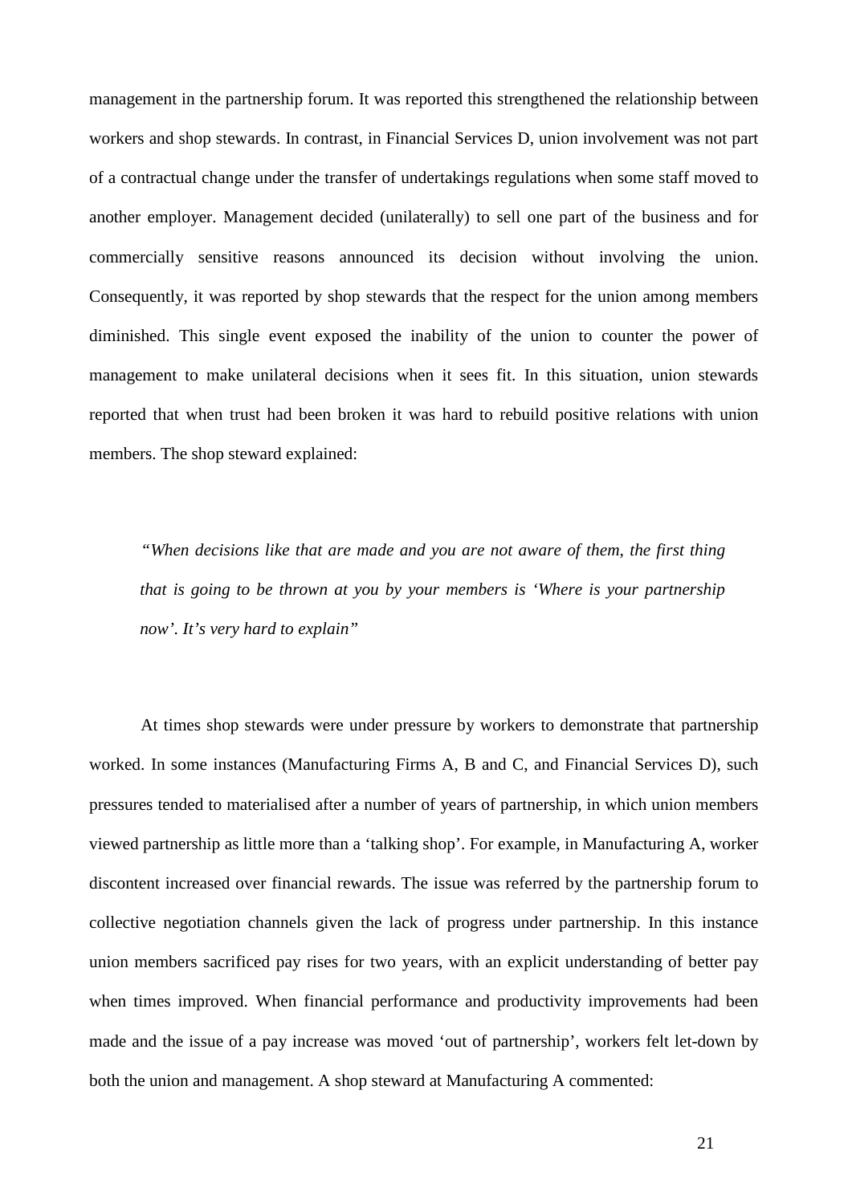management in the partnership forum. It was reported this strengthened the relationship between workers and shop stewards. In contrast, in Financial Services D, union involvement was not part of a contractual change under the transfer of undertakings regulations when some staff moved to another employer. Management decided (unilaterally) to sell one part of the business and for commercially sensitive reasons announced its decision without involving the union. Consequently, it was reported by shop stewards that the respect for the union among members diminished. This single event exposed the inability of the union to counter the power of management to make unilateral decisions when it sees fit. In this situation, union stewards reported that when trust had been broken it was hard to rebuild positive relations with union members. The shop steward explained:

> *"When decisions like that are made and you are not aware of them, the first thing that is going to be thrown at you by your members is 'Where is your partnership now'. It's very hard to explain"*

At times shop stewards were under pressure by workers to demonstrate that partnership worked. In some instances (Manufacturing Firms A, B and C, and Financial Services D), such pressures tended to materialised after a number of years of partnership, in which union members viewed partnership as little more than a 'talking shop'. For example, in Manufacturing A, worker discontent increased over financial rewards. The issue was referred by the partnership forum to collective negotiation channels given the lack of progress under partnership. In this instance union members sacrificed pay rises for two years, with an explicit understanding of better pay when times improved. When financial performance and productivity improvements had been made and the issue of a pay increase was moved 'out of partnership', workers felt let-down by both the union and management. A shop steward at Manufacturing A commented: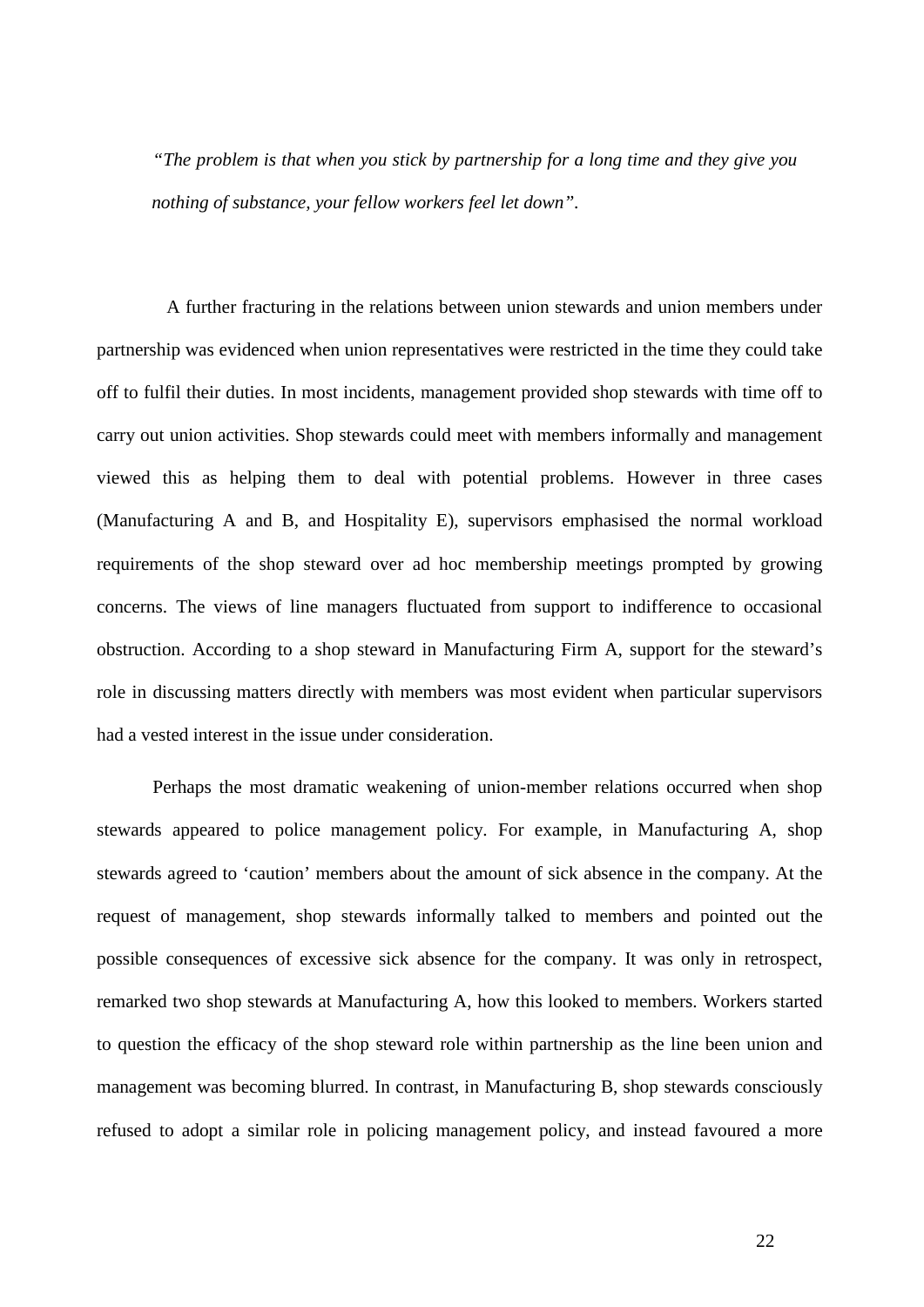*"The problem is that when you stick by partnership for a long time and they give you nothing of substance, your fellow workers feel let down".*

A further fracturing in the relations between union stewards and union members under partnership was evidenced when union representatives were restricted in the time they could take off to fulfil their duties. In most incidents, management provided shop stewards with time off to carry out union activities. Shop stewards could meet with members informally and management viewed this as helping them to deal with potential problems. However in three cases (Manufacturing A and B, and Hospitality E), supervisors emphasised the normal workload requirements of the shop steward over ad hoc membership meetings prompted by growing concerns. The views of line managers fluctuated from support to indifference to occasional obstruction. According to a shop steward in Manufacturing Firm A, support for the steward's role in discussing matters directly with members was most evident when particular supervisors had a vested interest in the issue under consideration.

Perhaps the most dramatic weakening of union-member relations occurred when shop stewards appeared to police management policy. For example, in Manufacturing A, shop stewards agreed to 'caution' members about the amount of sick absence in the company. At the request of management, shop stewards informally talked to members and pointed out the possible consequences of excessive sick absence for the company. It was only in retrospect, remarked two shop stewards at Manufacturing A, how this looked to members. Workers started to question the efficacy of the shop steward role within partnership as the line been union and management was becoming blurred. In contrast, in Manufacturing B, shop stewards consciously refused to adopt a similar role in policing management policy, and instead favoured a more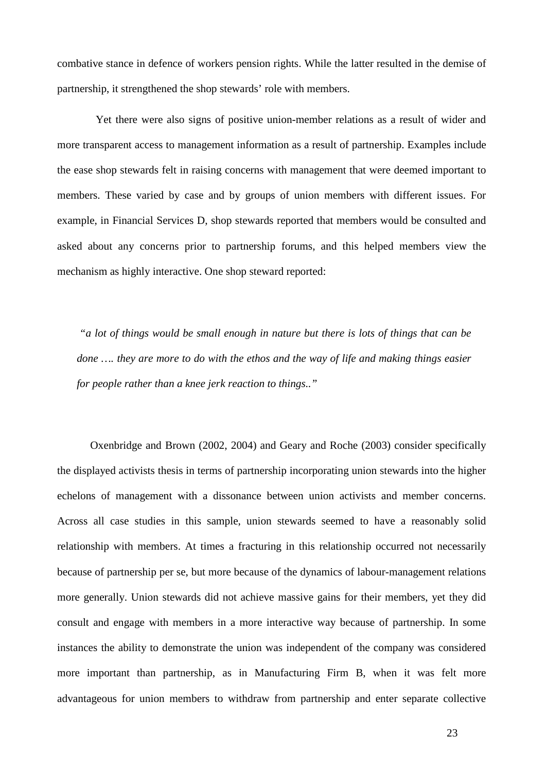combative stance in defence of workers pension rights. While the latter resulted in the demise of partnership, it strengthened the shop stewards' role with members.

Yet there were also signs of positive union-member relations as a result of wider and more transparent access to management information as a result of partnership. Examples include the ease shop stewards felt in raising concerns with management that were deemed important to members. These varied by case and by groups of union members with different issues. For example, in Financial Services D, shop stewards reported that members would be consulted and asked about any concerns prior to partnership forums, and this helped members view the mechanism as highly interactive. One shop steward reported:

> *"a lot of things would be small enough in nature but there is lots of things that can be done …. they are more to do with the ethos and the way of life and making things easier for people rather than a knee jerk reaction to things.."*

Oxenbridge and Brown (2002, 2004) and Geary and Roche (2003) consider specifically the displayed activists thesis in terms of partnership incorporating union stewards into the higher echelons of management with a dissonance between union activists and member concerns. Across all case studies in this sample, union stewards seemed to have a reasonably solid relationship with members. At times a fracturing in this relationship occurred not necessarily because of partnership per se, but more because of the dynamics of labour-management relations more generally. Union stewards did not achieve massive gains for their members, yet they did consult and engage with members in a more interactive way because of partnership. In some instances the ability to demonstrate the union was independent of the company was considered more important than partnership, as in Manufacturing Firm B, when it was felt more advantageous for union members to withdraw from partnership and enter separate collective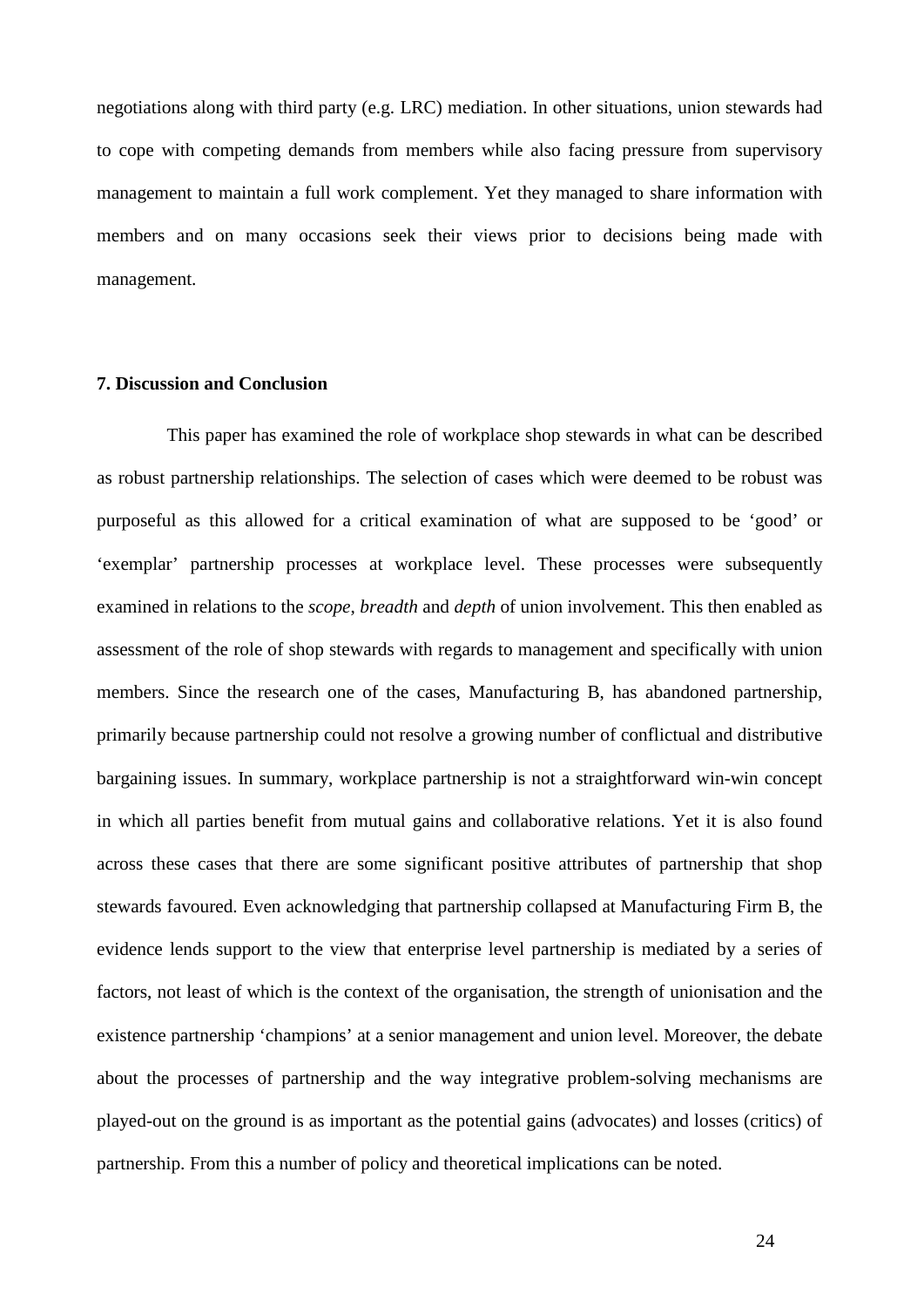negotiations along with third party (e.g. LRC) mediation. In other situations, union stewards had to cope with competing demands from members while also facing pressure from supervisory management to maintain a full work complement. Yet they managed to share information with members and on many occasions seek their views prior to decisions being made with management.

### 7. Discussion and Conclusion

This paper has examined the role of workplace shop stewards in what can be described as robust partnership relationships. The selection of cases which were deemed to be robust was purposeful as this allowed for a critical examination of what are supposed to be 'good' or 'exemplar' partnership processes at workplace level. These processes were subsequently examined in relations to the *scope*, *breadth* and *depth* of union involvement. This then enabled as assessment of the role of shop stewards with regards to management and specifically with union members. Since the research one of the cases, Manufacturing B, has abandoned partnership, primarily because partnership could not resolve a growing number of conflictual and distributive bargaining issues. In summary, workplace partnership is not a straightforward win-win concept in which all parties benefit from mutual gains and collaborative relations. Yet it is also found across these cases that there are some significant positive attributes of partnership that shop stewards favoured. Even acknowledging that partnership collapsed at Manufacturing Firm B, the evidence lends support to the view that enterprise level partnership is mediated by a series of factors, not least of which is the context of the organisation, the strength of unionisation and the existence partnership 'champions' at a senior management and union level. Moreover, the debate about the processes of partnership and the way integrative problem-solving mechanisms are played-out on the ground is as important as the potential gains (advocates) and losses (critics) of partnership. From this a number of policy and theoretical implications can be noted.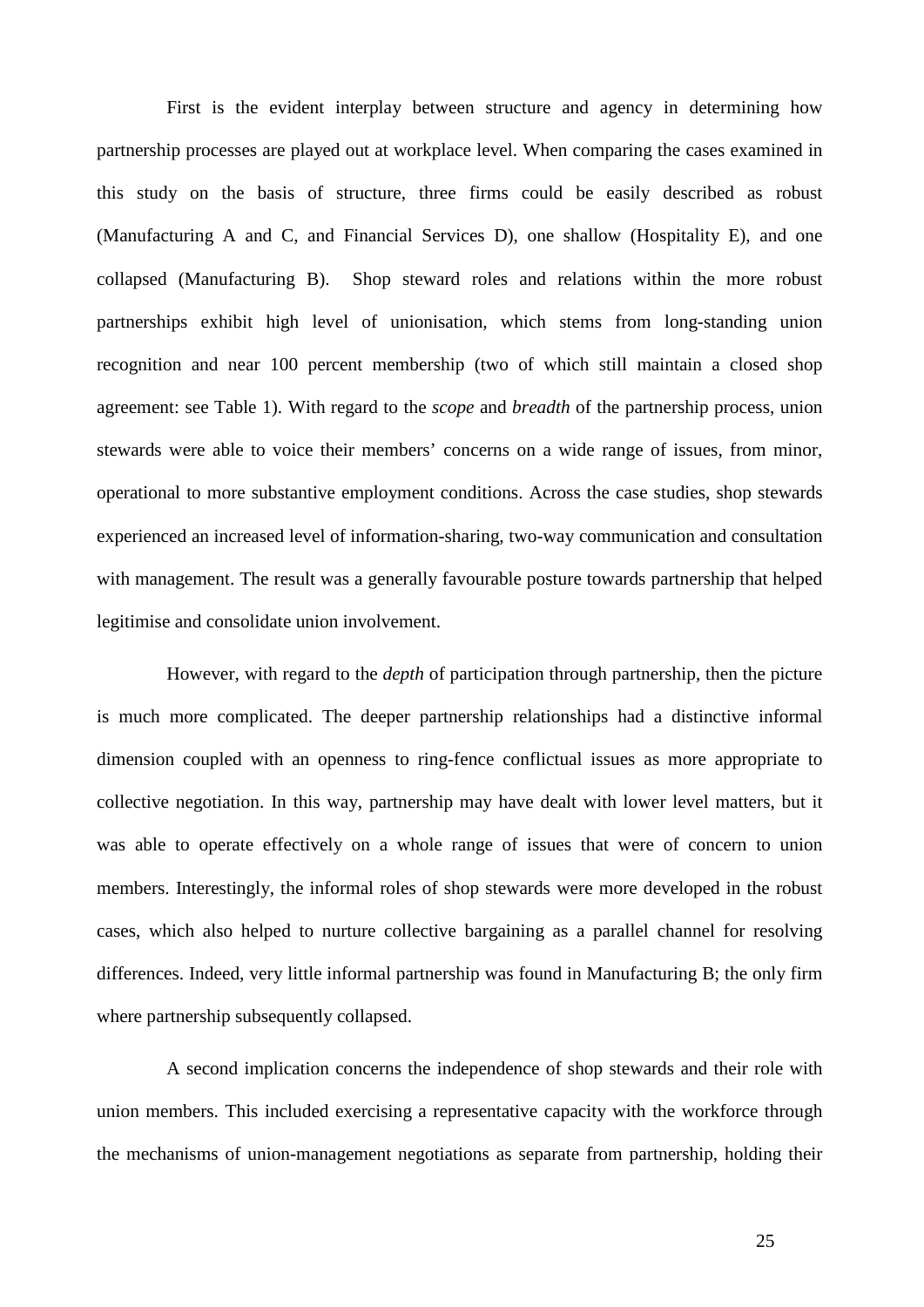First is the evident interplay between structure and agency in determining how partnership processes are played out at workplace level. When comparing the cases examined in this study on the basis of structure, three firms could be easily described as robust (Manufacturing A and C, and Financial Services D), one shallow (Hospitality E), and one collapsed (Manufacturing B). Shop steward roles and relations within the more robust partnerships exhibit high level of unionisation, which stems from long-standing union recognition and near 100 percent membership (two of which still maintain a closed shop agreement: see Table 1). With regard to the *scope* and *breadth* of the partnership process, union stewards were able to voice their members' concerns on a wide range of issues, from minor, operational to more substantive employment conditions. Across the case studies, shop stewards experienced an increased level of information-sharing, two-way communication and consultation with management. The result was a generally favourable posture towards partnership that helped legitimise and consolidate union involvement.

However, with regard to the *depth* of participation through partnership, then the picture is much more complicated. The deeper partnership relationships had a distinctive informal dimension coupled with an openness to ring-fence conflictual issues as more appropriate to collective negotiation. In this way, partnership may have dealt with lower level matters, but it was able to operate effectively on a whole range of issues that were of concern to union members. Interestingly, the informal roles of shop stewards were more developed in the robust cases, which also helped to nurture collective bargaining as a parallel channel for resolving differences. Indeed, very little informal partnership was found in Manufacturing B; the only firm where partnership subsequently collapsed.

A second implication concerns the independence of shop stewards and their role with union members. This included exercising a representative capacity with the workforce through the mechanisms of union-management negotiations as separate from partnership, holding their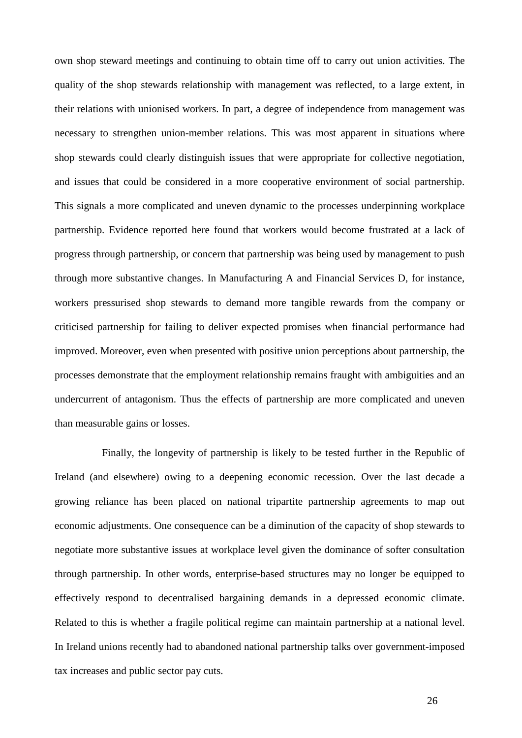own shop steward meetings and continuing to obtain time off to carry out union activities. The quality of the shop stewards relationship with management was reflected, to a large extent, in their relations with unionised workers. In part, a degree of independence from management was necessary to strengthen union-member relations. This was most apparent in situations where shop stewards could clearly distinguish issues that were appropriate for collective negotiation, and issues that could be considered in a more cooperative environment of social partnership. This signals a more complicated and uneven dynamic to the processes underpinning workplace partnership. Evidence reported here found that workers would become frustrated at a lack of progress through partnership, or concern that partnership was being used by management to push through more substantive changes. In Manufacturing A and Financial Services D, for instance, workers pressurised shop stewards to demand more tangible rewards from the company or criticised partnership for failing to deliver expected promises when financial performance had improved. Moreover, even when presented with positive union perceptions about partnership, the processes demonstrate that the employment relationship remains fraught with ambiguities and an undercurrent of antagonism. Thus the effects of partnership are more complicated and uneven than measurable gains or losses.

Finally, the longevity of partnership is likely to be tested further in the Republic of Ireland (and elsewhere) owing to a deepening economic recession. Over the last decade a growing reliance has been placed on national tripartite partnership agreements to map out economic adjustments. One consequence can be a diminution of the capacity of shop stewards to negotiate more substantive issues at workplace level given the dominance of softer consultation through partnership. In other words, enterprise-based structures may no longer be equipped to effectively respond to decentralised bargaining demands in a depressed economic climate. Related to this is whether a fragile political regime can maintain partnership at a national level. In Ireland unions recently had to abandoned national partnership talks over government-imposed tax increases and public sector pay cuts.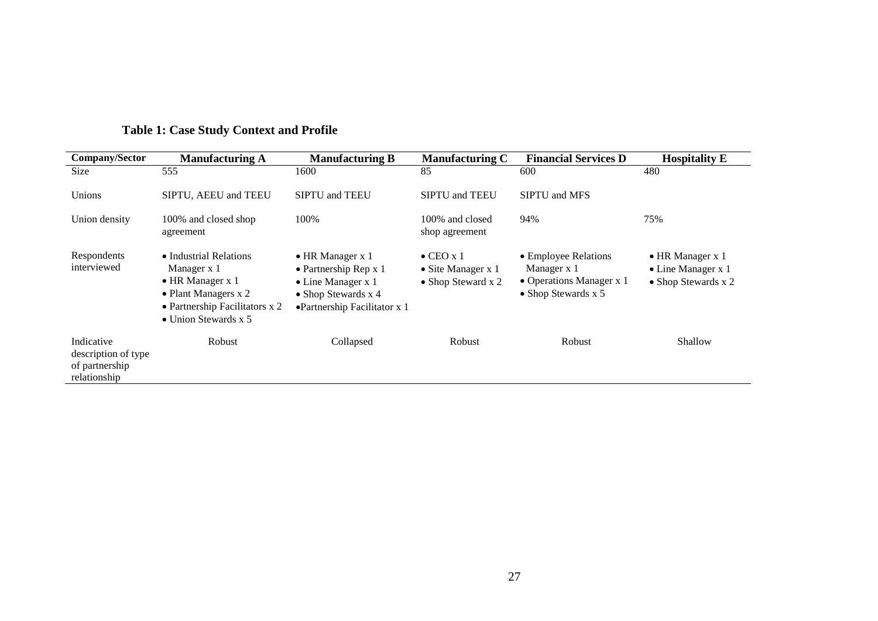**Table 1: Case Study Context and Profile**

| Company/Sector | Manufacturing A | Manufacturing B | Manufacturing C | Financial Services D | Hospitality E |
|---|---|---|---|---|---|
| Size | 555 | 1600 | 85 | 600 | 480 |
| Unions | SIPTU, AEEU and TEEU | SIPTU and TEEU | SIPTU and TEEU | SIPTU and MFS | |
| Union density | 100% and closed shop agreement | 100% | 100% and closed shop agreement | 94% | 75% |
| Respondents interviewed | • Industrial Relations Manager x 1<br>• HR Manager x 1<br>• Plant Managers x 2<br>• Partnership Facilitators x 2<br>• Union Stewards x 5 | • HR Manager x 1<br>• Partnership Rep x 1<br>• Line Manager x 1<br>• Shop Stewards x 4<br>• Partnership Facilitator x 1 | • CEO x 1<br>• Site Manager x 1<br>• Shop Steward x 2 | • Employee Relations Manager x 1<br>• Operations Manager x 1<br>• Shop Stewards x 5 | • HR Manager x 1<br>• Line Manager x 1<br>• Shop Stewards x 2 |
| Indicative description of type of partnership relationship | Robust | Collapsed | Robust | Robust | Shallow |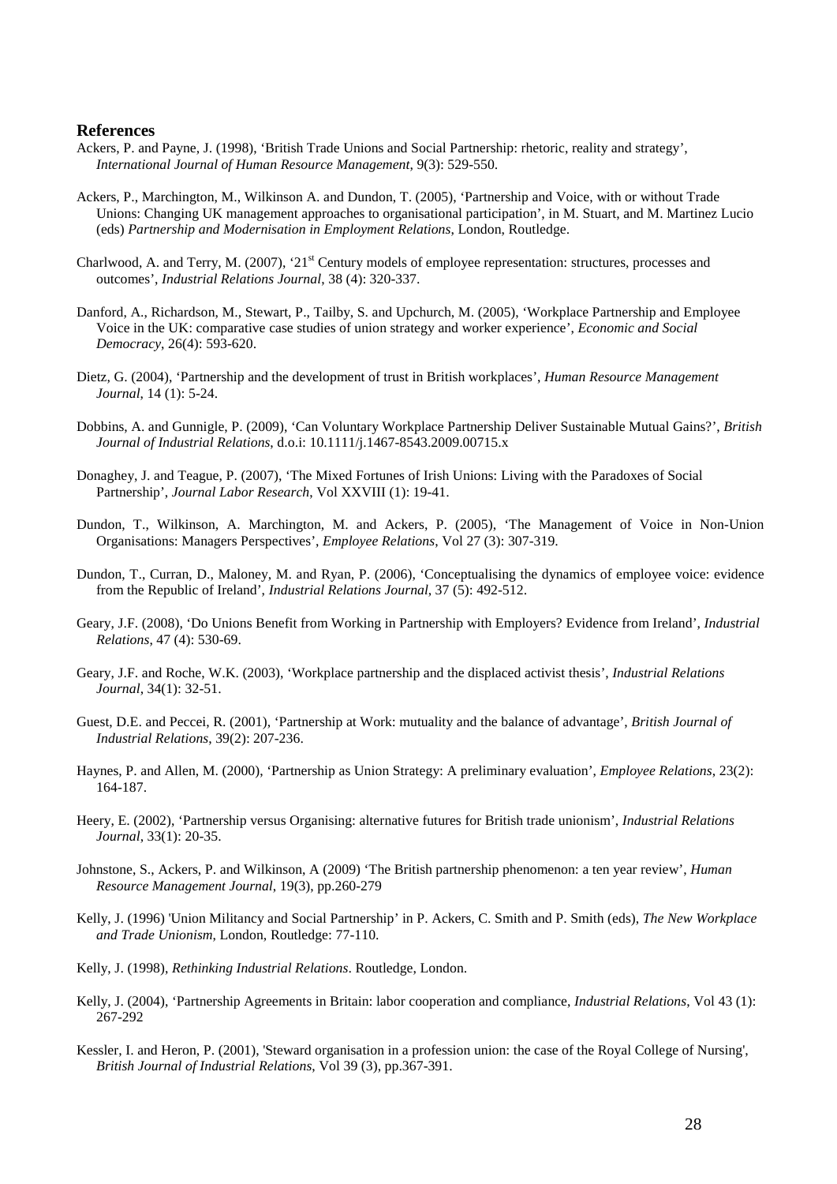## References

Ackers, P. and Payne, J. (1998), 'British Trade Unions and Social Partnership: rhetoric, reality and strategy', *International Journal of Human Resource Management*, 9(3): 529-550.

Ackers, P., Marchington, M., Wilkinson A. and Dundon, T. (2005), 'Partnership and Voice, with or without Trade Unions: Changing UK management approaches to organisational participation', in M. Stuart, and M. Martinez Lucio (eds) *Partnership and Modernisation in Employment Relations*, London, Routledge.

Charlwood, A. and Terry, M. (2007), '21st Century models of employee representation: structures, processes and outcomes', *Industrial Relations Journal*, 38 (4): 320-337.

Danford, A., Richardson, M., Stewart, P., Tailby, S. and Upchurch, M. (2005), 'Workplace Partnership and Employee Voice in the UK: comparative case studies of union strategy and worker experience', *Economic and Social Democracy*, 26(4): 593-620.

Dietz, G. (2004), 'Partnership and the development of trust in British workplaces', *Human Resource Management Journal*, 14 (1): 5-24.

Dobbins, A. and Gunnigle, P. (2009), 'Can Voluntary Workplace Partnership Deliver Sustainable Mutual Gains?', *British Journal of Industrial Relations*, d.o.i: 10.1111/j.1467-8543.2009.00715.x

Donaghey, J. and Teague, P. (2007), 'The Mixed Fortunes of Irish Unions: Living with the Paradoxes of Social Partnership', *Journal Labor Research*, Vol XXVIII (1): 19-41.

Dundon, T., Wilkinson, A. Marchington, M. and Ackers, P. (2005), 'The Management of Voice in Non-Union Organisations: Managers Perspectives', *Employee Relations*, Vol 27 (3): 307-319.

Dundon, T., Curran, D., Maloney, M. and Ryan, P. (2006), 'Conceptualising the dynamics of employee voice: evidence from the Republic of Ireland', *Industrial Relations Journal*, 37 (5): 492-512.

Geary, J.F. (2008), 'Do Unions Benefit from Working in Partnership with Employers? Evidence from Ireland', *Industrial Relations*, 47 (4): 530-69.

Geary, J.F. and Roche, W.K. (2003), 'Workplace partnership and the displaced activist thesis', *Industrial Relations Journal*, 34(1): 32-51.

Guest, D.E. and Peccei, R. (2001), 'Partnership at Work: mutuality and the balance of advantage', *British Journal of Industrial Relations*, 39(2): 207-236.

Haynes, P. and Allen, M. (2000), 'Partnership as Union Strategy: A preliminary evaluation', *Employee Relations*, 23(2): 164-187.

Heery, E. (2002), 'Partnership versus Organising: alternative futures for British trade unionism', *Industrial Relations Journal*, 33(1): 20-35.

Johnstone, S., Ackers, P. and Wilkinson, A (2009) 'The British partnership phenomenon: a ten year review', *Human Resource Management Journal*, 19(3), pp.260-279

Kelly, J. (1996) 'Union Militancy and Social Partnership' in P. Ackers, C. Smith and P. Smith (eds), *The New Workplace and Trade Unionism*, London, Routledge: 77-110.

Kelly, J. (1998), *Rethinking Industrial Relations*. Routledge, London.

Kelly, J. (2004), 'Partnership Agreements in Britain: labor cooperation and compliance, *Industrial Relations*, Vol 43 (1): 267-292

Kessler, I. and Heron, P. (2001), 'Steward organisation in a profession union: the case of the Royal College of Nursing', *British Journal of Industrial Relations*, Vol 39 (3), pp.367-391.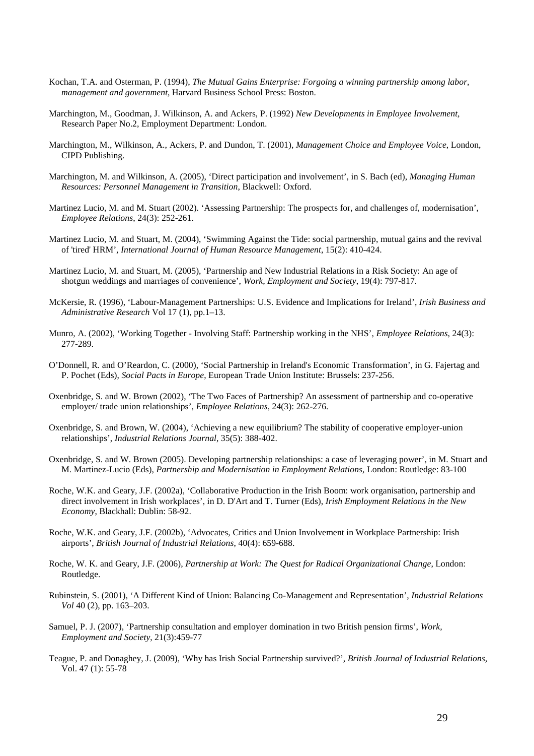Kochan, T.A. and Osterman, P. (1994), *The Mutual Gains Enterprise: Forgoing a winning partnership among labor, management and government*, Harvard Business School Press: Boston.

Marchington, M., Goodman, J. Wilkinson, A. and Ackers, P. (1992) *New Developments in Employee Involvement*, Research Paper No.2, Employment Department: London.

Marchington, M., Wilkinson, A., Ackers, P. and Dundon, T. (2001), *Management Choice and Employee Voice*, London, CIPD Publishing.

Marchington, M. and Wilkinson, A. (2005), 'Direct participation and involvement', in S. Bach (ed), *Managing Human Resources: Personnel Management in Transition*, Blackwell: Oxford.

Martinez Lucio, M. and M. Stuart (2002). 'Assessing Partnership: The prospects for, and challenges of, modernisation', *Employee Relations*, 24(3): 252-261.

Martinez Lucio, M. and Stuart, M. (2004), 'Swimming Against the Tide: social partnership, mutual gains and the revival of 'tired' HRM', *International Journal of Human Resource Management*, 15(2): 410-424.

Martinez Lucio, M. and Stuart, M. (2005), 'Partnership and New Industrial Relations in a Risk Society: An age of shotgun weddings and marriages of convenience', *Work, Employment and Society*, 19(4): 797-817.

McKersie, R. (1996), 'Labour-Management Partnerships: U.S. Evidence and Implications for Ireland', *Irish Business and Administrative Research* Vol 17 (1), pp.1–13.

Munro, A. (2002), 'Working Together - Involving Staff: Partnership working in the NHS', *Employee Relations*, 24(3): 277-289.

O'Donnell, R. and O'Reardon, C. (2000), 'Social Partnership in Ireland's Economic Transformation', in G. Fajertag and P. Pochet (Eds), *Social Pacts in Europe*, European Trade Union Institute: Brussels: 237-256.

Oxenbridge, S. and W. Brown (2002), 'The Two Faces of Partnership? An assessment of partnership and co-operative employer/ trade union relationships', *Employee Relations*, 24(3): 262-276.

Oxenbridge, S. and Brown, W. (2004), 'Achieving a new equilibrium? The stability of cooperative employer-union relationships', *Industrial Relations Journal*, 35(5): 388-402.

Oxenbridge, S. and W. Brown (2005). Developing partnership relationships: a case of leveraging power', in M. Stuart and M. Martinez-Lucio (Eds), *Partnership and Modernisation in Employment Relations*, London: Routledge: 83-100

Roche, W.K. and Geary, J.F. (2002a), 'Collaborative Production in the Irish Boom: work organisation, partnership and direct involvement in Irish workplaces', in D. D'Art and T. Turner (Eds), *Irish Employment Relations in the New Economy*, Blackhall: Dublin: 58-92.

Roche, W.K. and Geary, J.F. (2002b), 'Advocates, Critics and Union Involvement in Workplace Partnership: Irish airports', *British Journal of Industrial Relations*, 40(4): 659-688.

Roche, W. K. and Geary, J.F. (2006), *Partnership at Work: The Quest for Radical Organizational Change*, London: Routledge.

Rubinstein, S. (2001), 'A Different Kind of Union: Balancing Co-Management and Representation', *Industrial Relations Vol* 40 (2), pp. 163–203.

Samuel, P. J. (2007), 'Partnership consultation and employer domination in two British pension firms', *Work, Employment and Society*, 21(3):459-77

Teague, P. and Donaghey, J. (2009), 'Why has Irish Social Partnership survived?', *British Journal of Industrial Relations*, Vol. 47 (1): 55-78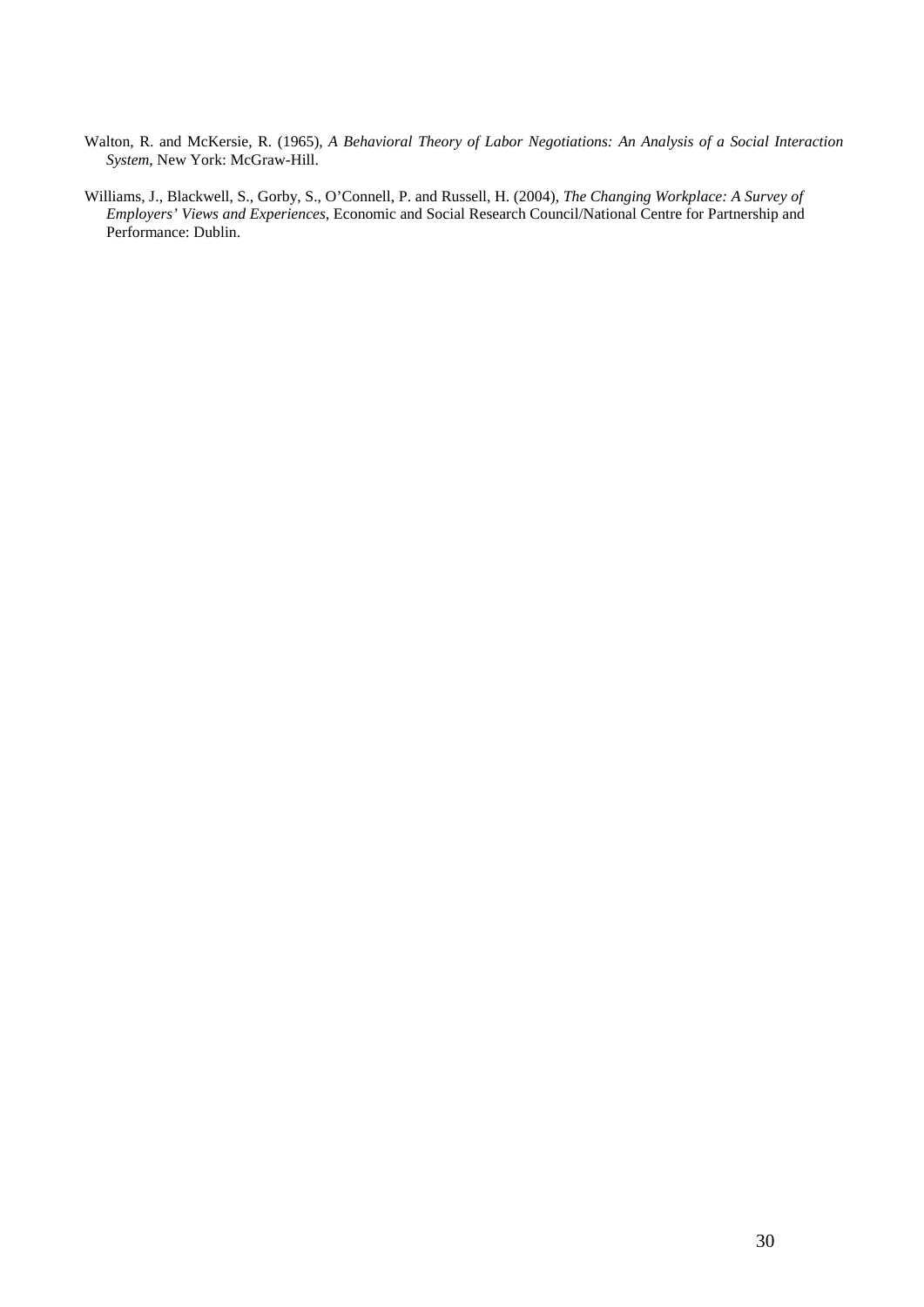Walton, R. and McKersie, R. (1965), *A Behavioral Theory of Labor Negotiations: An Analysis of a Social Interaction System*, New York: McGraw-Hill.

Williams, J., Blackwell, S., Gorby, S., O'Connell, P. and Russell, H. (2004), *The Changing Workplace: A Survey of Employers' Views and Experiences*, Economic and Social Research Council/National Centre for Partnership and Performance: Dublin.